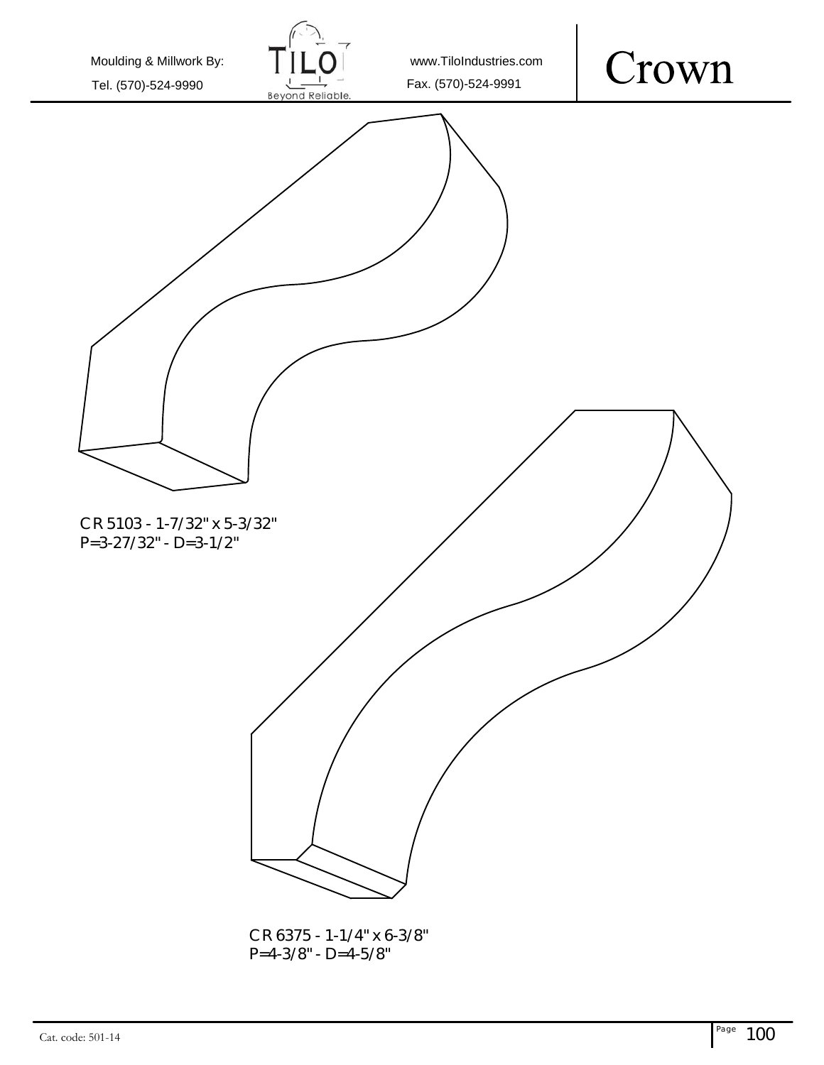Moulding & Millwork By:
Tel. (570)-524-9990

www.TiloIndustries.com
Fax. (570)-524-9991

# Crown

CR 5103 - 1-7/32" x 5-3/32"
P=3-27/32" - D=3-1/2"

CR 6375 - 1-1/4" x 6-3/8"
P=4-3/8" - D=4-5/8"

Cat. code: 501-14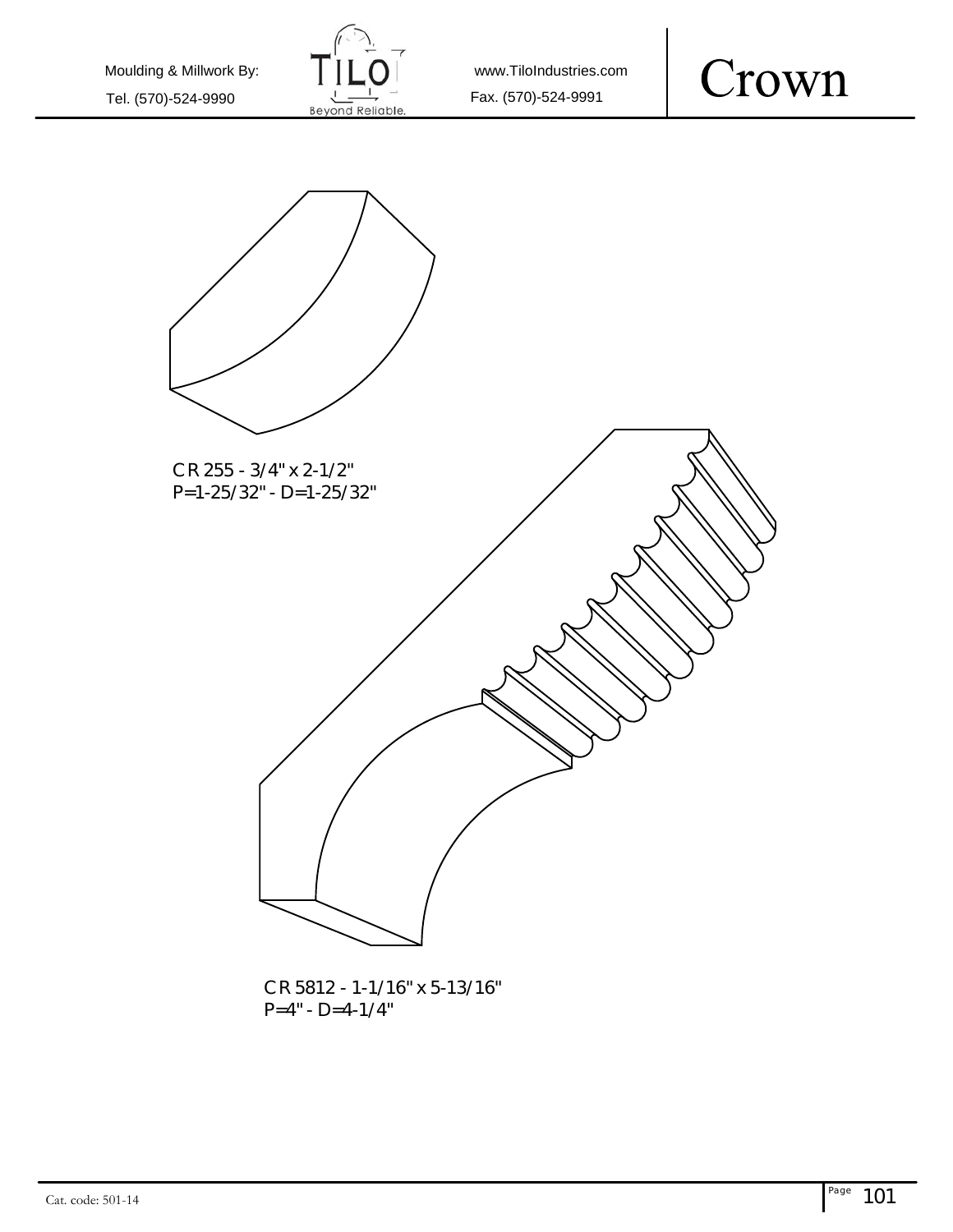# Crown

CR 255 - 3/4" x 2-1/2"
P=1-25/32" - D=1-25/32"

CR 5812 - 1-1/16" x 5-13/16"
P=4" - D=4-1/4"

Cat. code: 501-14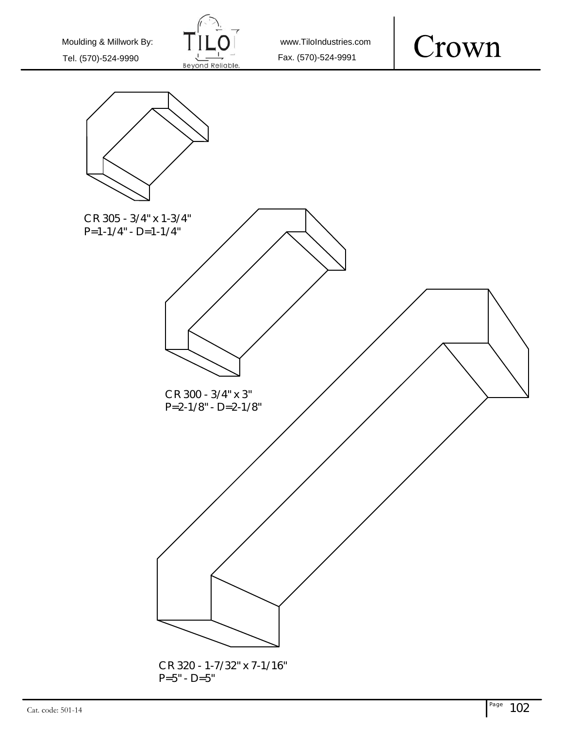Moulding & Millwork By: Tel. (570)-524-9990

TILO Beyond Reliable.

www.TiloIndustries.com Fax. (570)-524-9991

# Crown

CR 305 - 3/4" x 1-3/4"
P=1-1/4" - D=1-1/4"

CR 300 - 3/4" x 3"
P=2-1/8" - D=2-1/8"

CR 320 - 1-7/32" x 7-1/16"
P=5" - D=5"

Cat. code: 501-14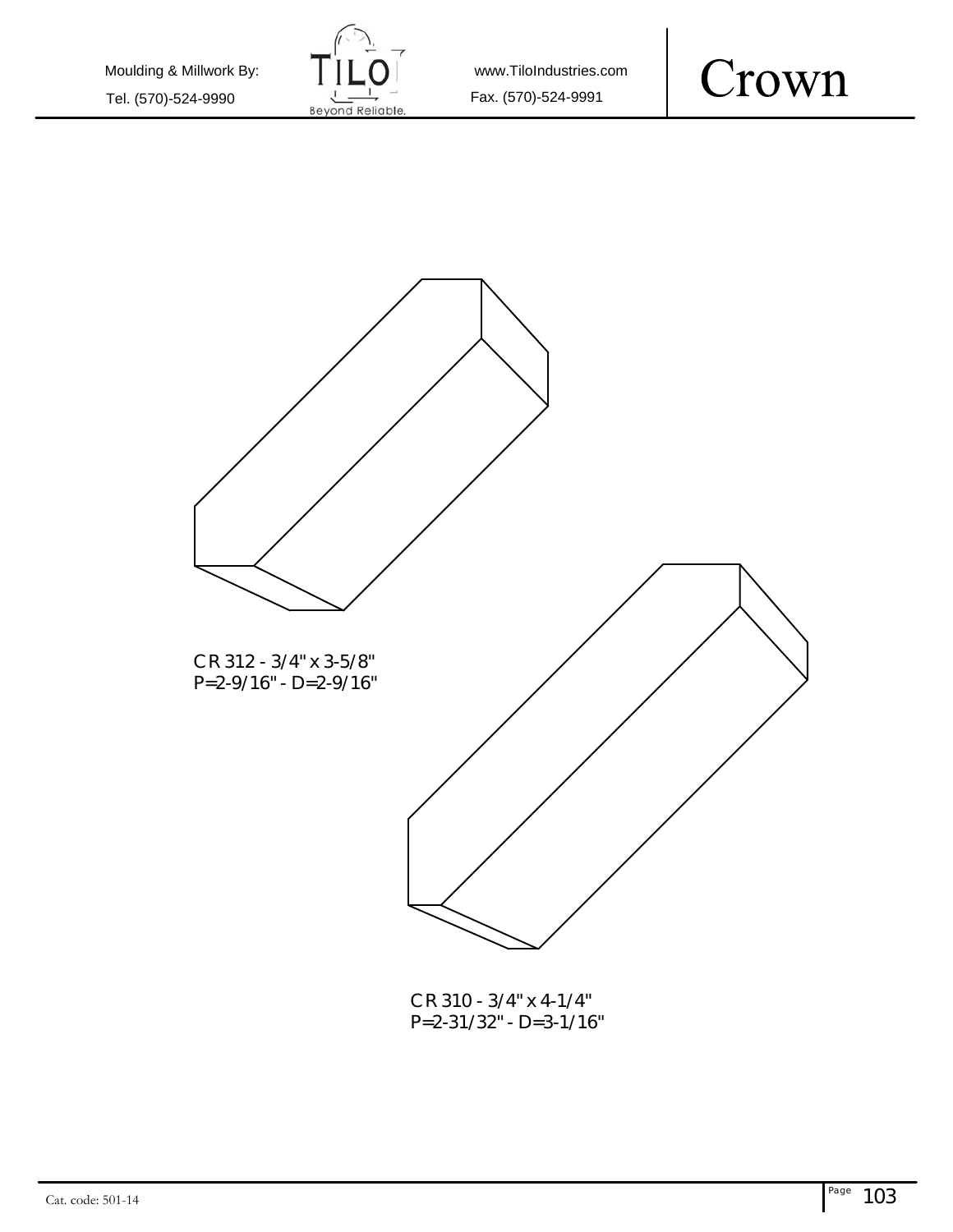# Crown

CR 312 - 3/4" x 3-5/8"
P=2-9/16" - D=2-9/16"

CR 310 - 3/4" x 4-1/4"
P=2-31/32" - D=3-1/16"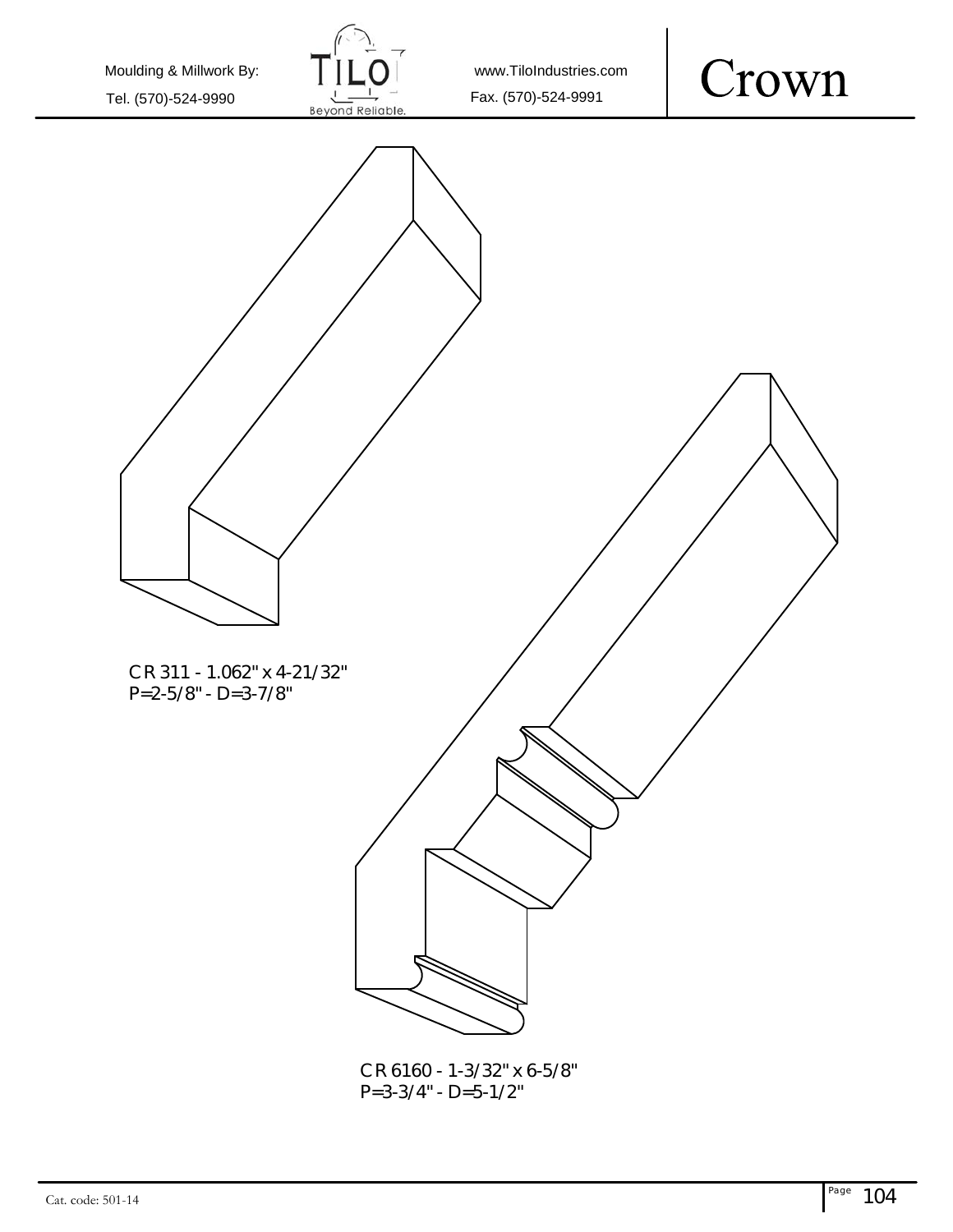# Crown

CR 311 - 1.062" x 4-21/32"
P=2-5/8" - D=3-7/8"

CR 6160 - 1-3/32" x 6-5/8"
P=3-3/4" - D=5-1/2"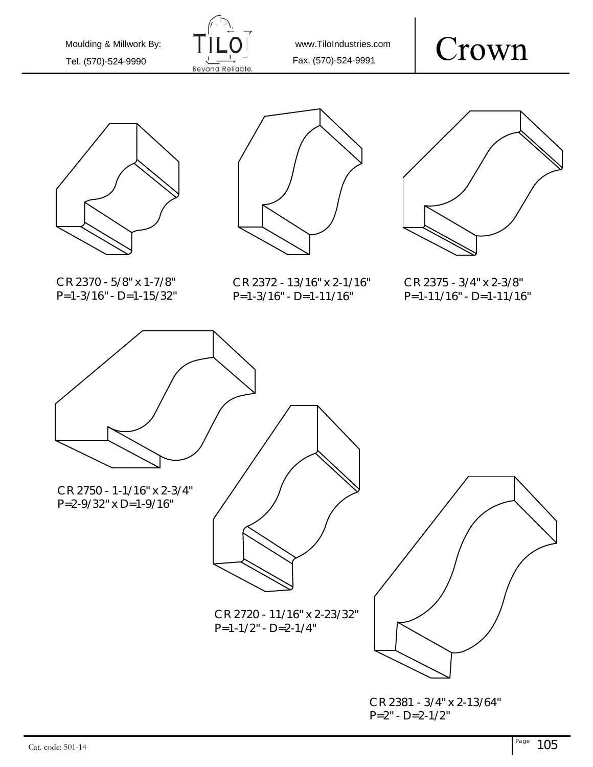Moulding & Millwork By:

Tel. (570)-524-9990

www.TiloIndustries.com

Fax. (570)-524-9991

# Crown

CR 2370 - 5/8" x 1-7/8"
P=1-3/16" - D=1-15/32"

CR 2372 - 13/16" x 2-1/16"
P=1-3/16" - D=1-11/16"

CR 2375 - 3/4" x 2-3/8"
P=1-11/16" - D=1-11/16"

CR 2750 - 1-1/16" x 2-3/4"
P=2-9/32" x D=1-9/16"

CR 2720 - 11/16" x 2-23/32"
P=1-1/2" - D=2-1/4"

CR 2381 - 3/4" x 2-13/64"
P=2" - D=2-1/2"

Cat. code: 501-14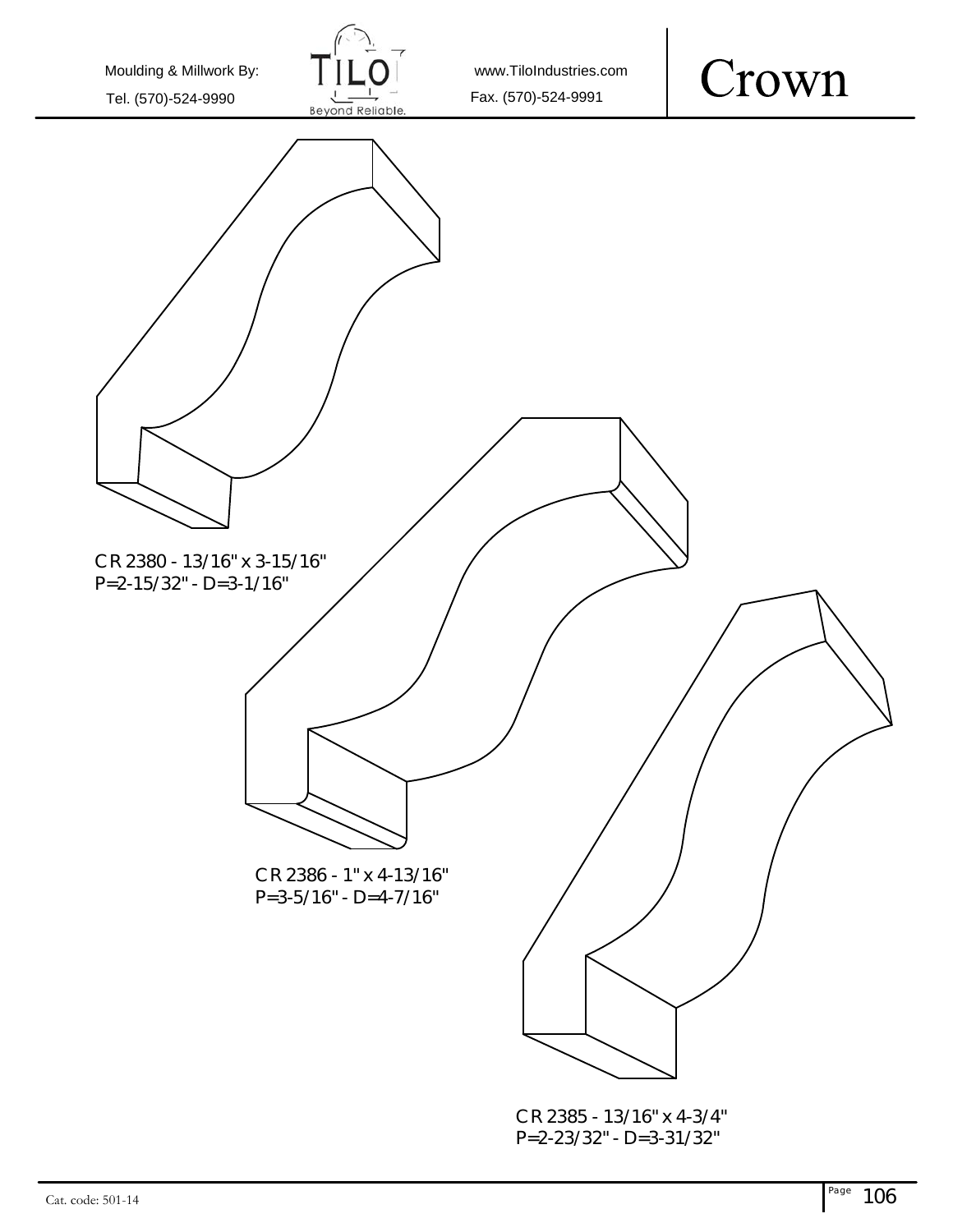# Crown

CR 2380 - 13/16" x 3-15/16"
P=2-15/32" - D=3-1/16"

CR 2386 - 1" x 4-13/16"
P=3-5/16" - D=4-7/16"

CR 2385 - 13/16" x 4-3/4"
P=2-23/32" - D=3-31/32"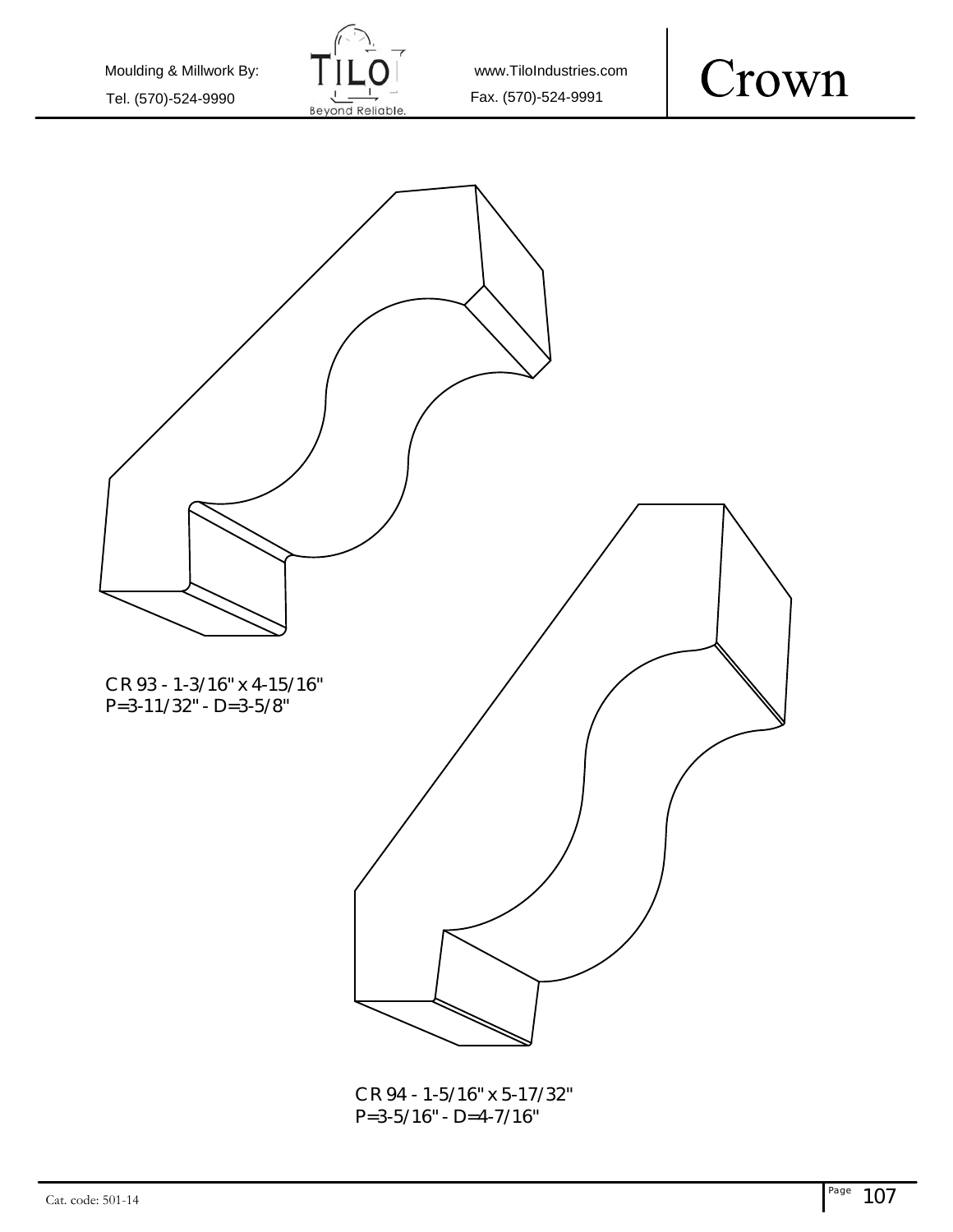# Crown

Moulding & Millwork By: TILO Beyond Reliable.

Tel. (570)-524-9990

www.TiloIndustries.com

Fax. (570)-524-9991

CR 93 - 1-3/16" x 4-15/16"
P=3-11/32" - D=3-5/8"

CR 94 - 1-5/16" x 5-17/32"
P=3-5/16" - D=4-7/16"

Cat. code: 501-14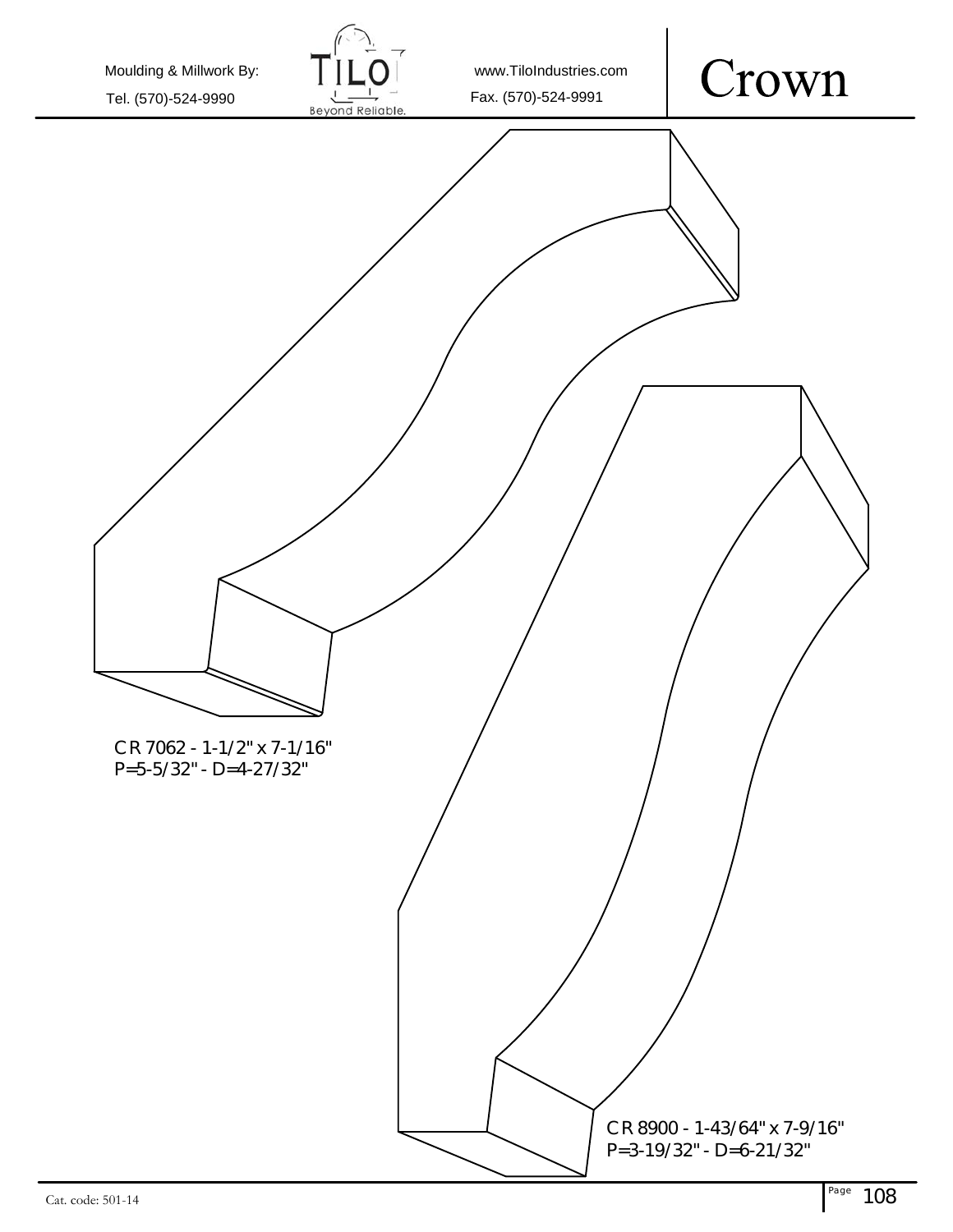Moulding & Millwork By: Tel. (570)-524-9990 www.TiloIndustries.com Fax. (570)-524-9991

# Crown

CR 7062 - 1-1/2" x 7-1/16"
P=5-5/32" - D=4-27/32"

CR 8900 - 1-43/64" x 7-9/16"
P=3-19/32" - D=6-21/32"

Cat. code: 501-14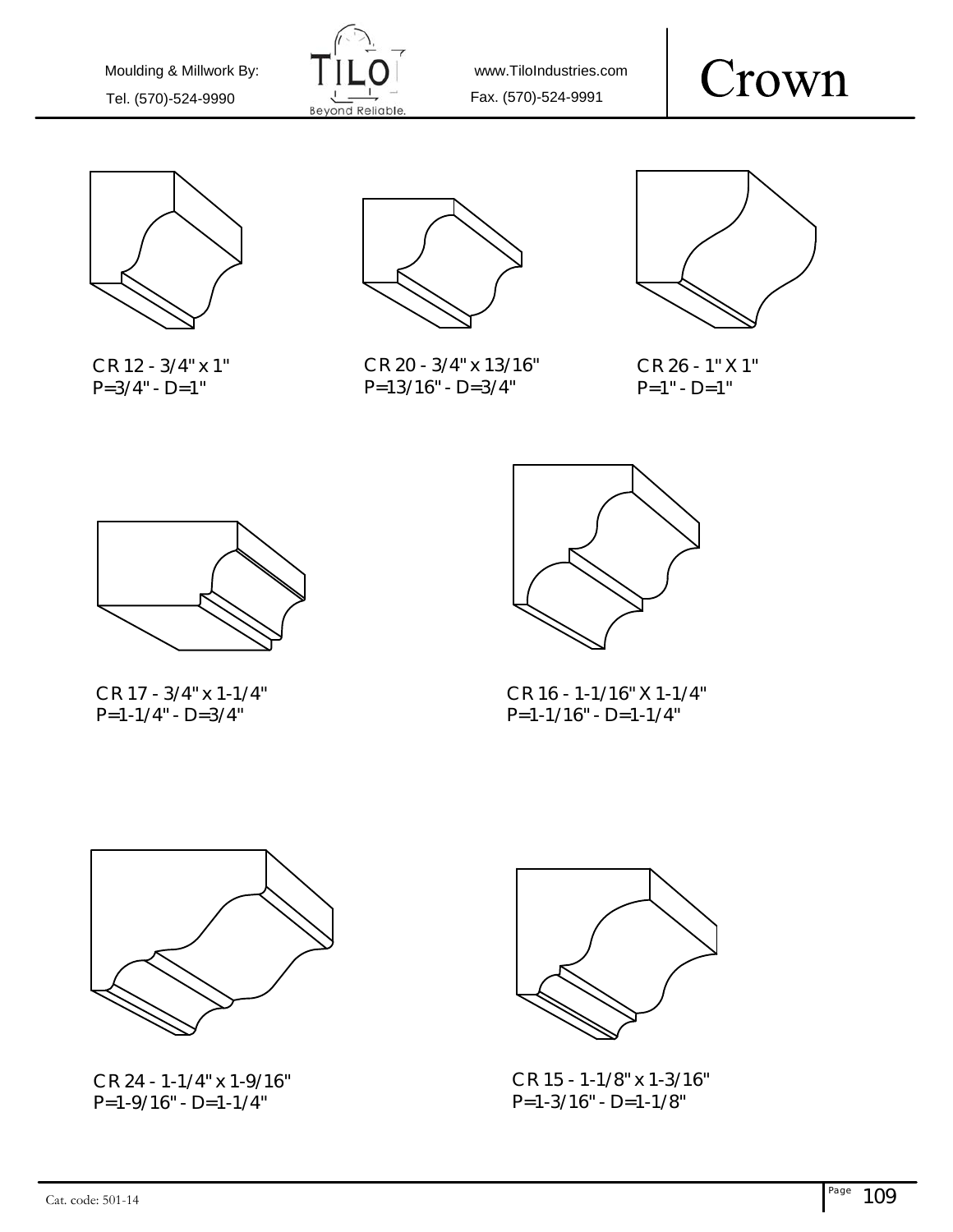Moulding & Millwork By:

Tel. (570)-524-9990

www.TiloIndustries.com

Fax. (570)-524-9991

# Crown

CR 12 - 3/4" x 1"
P=3/4" - D=1"

CR 20 - 3/4" x 13/16"
P=13/16" - D=3/4"

CR 26 - 1" X 1"
P=1" - D=1"

CR 17 - 3/4" x 1-1/4"
P=1-1/4" - D=3/4"

CR 16 - 1-1/16" X 1-1/4"
P=1-1/16" - D=1-1/4"

CR 24 - 1-1/4" x 1-9/16"
P=1-9/16" - D=1-1/4"

CR 15 - 1-1/8" x 1-3/16"
P=1-3/16" - D=1-1/8"

Cat. code: 501-14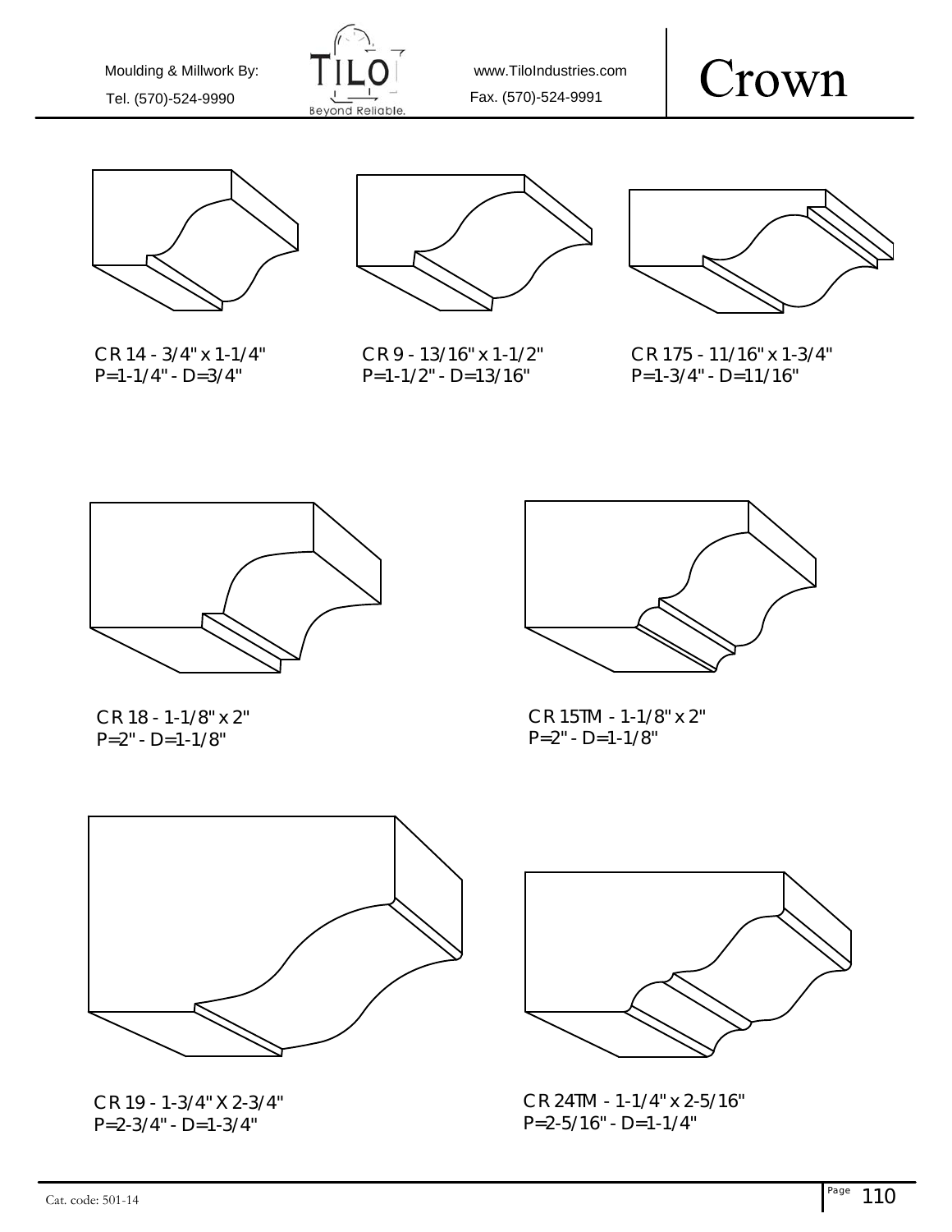# Crown

CR 14 - 3/4" x 1-1/4"
P=1-1/4" - D=3/4"

CR 9 - 13/16" x 1-1/2"
P=1-1/2" - D=13/16"

CR 175 - 11/16" x 1-3/4"
P=1-3/4" - D=11/16"

CR 18 - 1-1/8" x 2"
P=2" - D=1-1/8"

CR 15TM - 1-1/8" x 2"
P=2" - D=1-1/8"

CR 19 - 1-3/4" X 2-3/4"
P=2-3/4" - D=1-3/4"

CR 24TM - 1-1/4" x 2-5/16"
P=2-5/16" - D=1-1/4"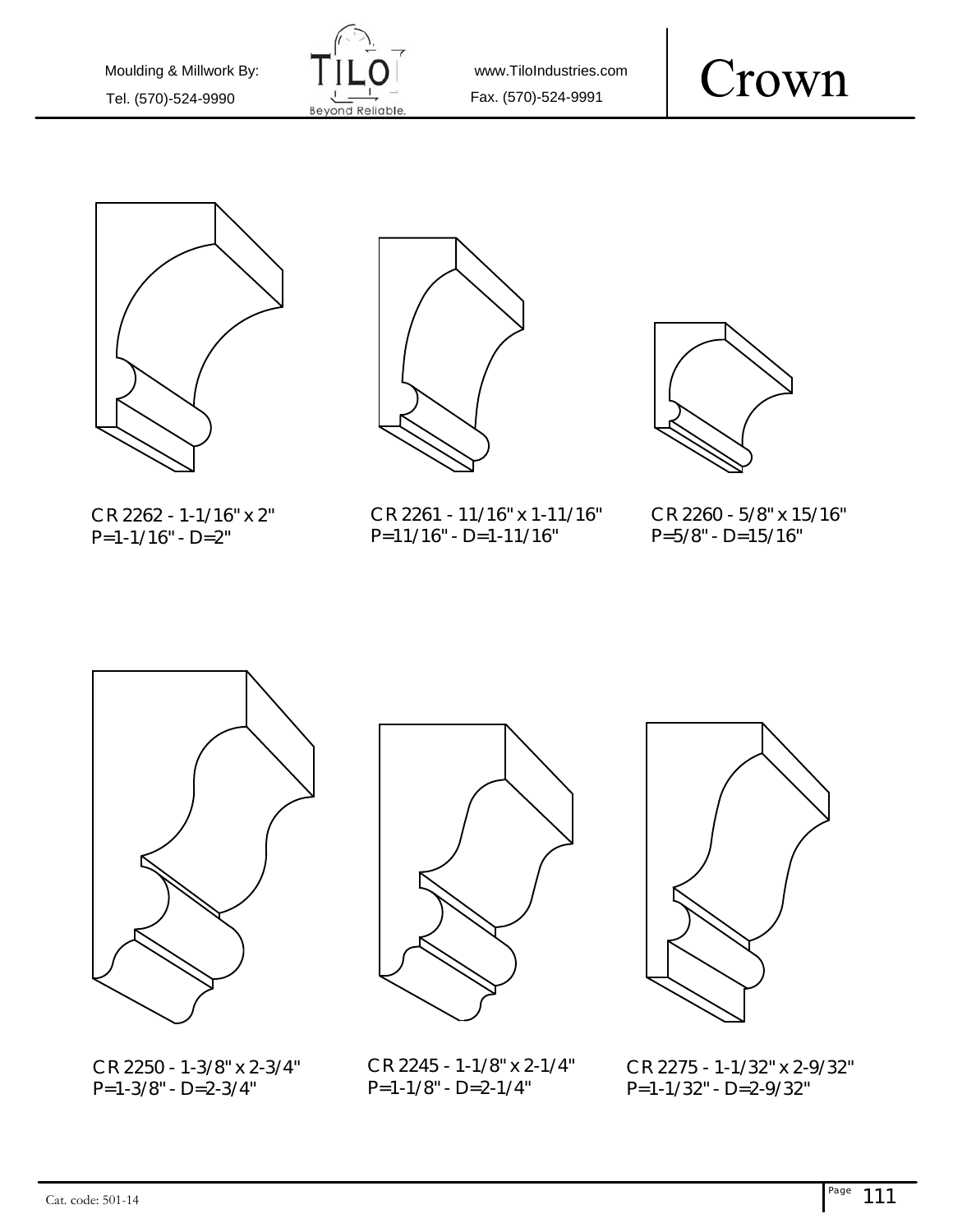Moulding & Millwork By: TILO Beyond Reliable.

Tel. (570)-524-9990

www.TiloIndustries.com

Fax. (570)-524-9991

# Crown

CR 2262 - 1-1/16" x 2"
P=1-1/16" - D=2"

CR 2261 - 11/16" x 1-11/16"
P=11/16" - D=1-11/16"

CR 2260 - 5/8" x 15/16"
P=5/8" - D=15/16"

CR 2250 - 1-3/8" x 2-3/4"
P=1-3/8" - D=2-3/4"

CR 2245 - 1-1/8" x 2-1/4"
P=1-1/8" - D=2-1/4"

CR 2275 - 1-1/32" x 2-9/32"
P=1-1/32" - D=2-9/32"

Cat. code: 501-14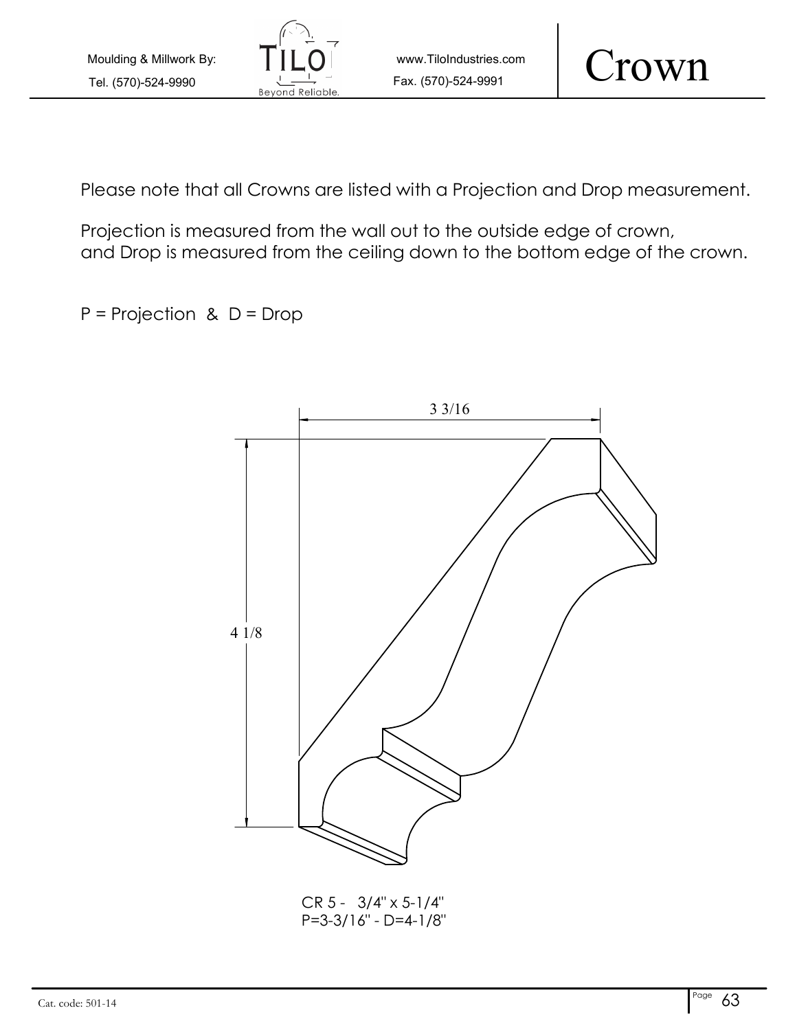Please note that all Crowns are listed with a Projection and Drop measurement.

Projection is measured from the wall out to the outside edge of crown,
and Drop is measured from the ceiling down to the bottom edge of the crown.

P = Projection  &  D = Drop

3 3/16

4 1/8

CR 5 -   3/4" x 5-1/4"
P=3-3/16" - D=4-1/8"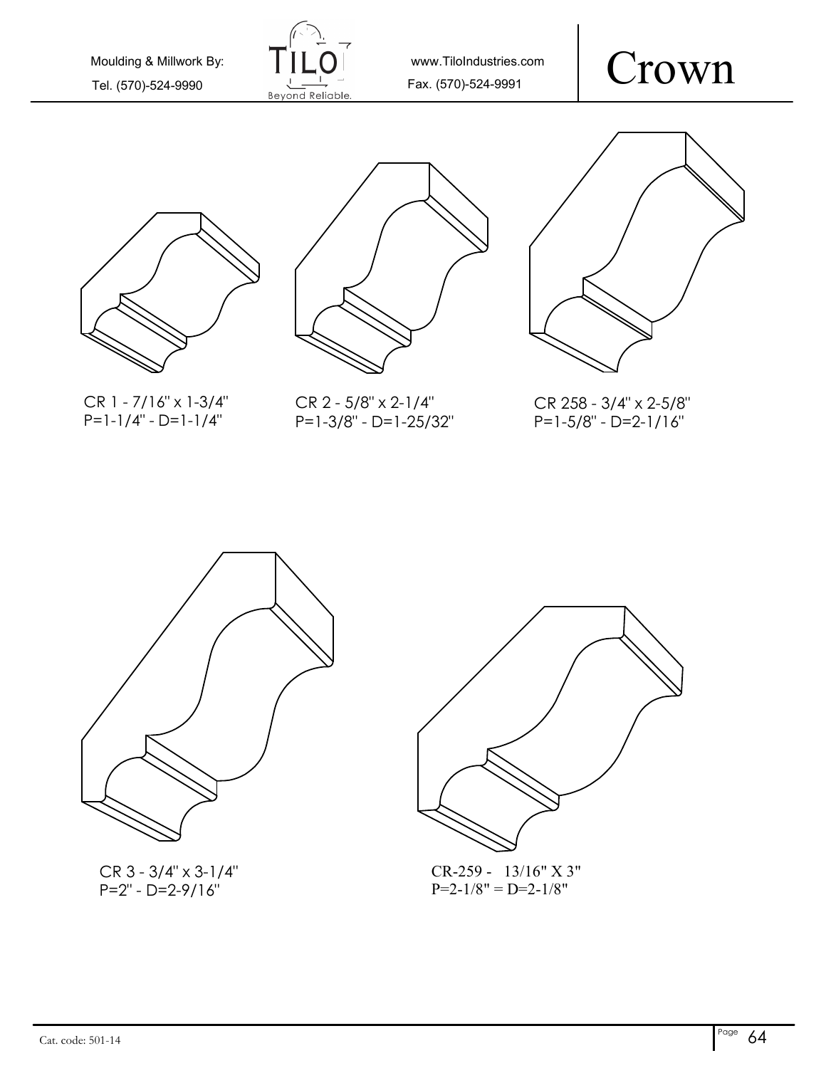# Crown

Moulding & Millwork By: TILO Beyond Reliable.

Tel. (570)-524-9990

www.TiloIndustries.com

Fax. (570)-524-9991

CR 1 - 7/16" x 1-3/4"
P=1-1/4" - D=1-1/4"

CR 2 - 5/8" x 2-1/4"
P=1-3/8" - D=1-25/32"

CR 258 - 3/4" x 2-5/8"
P=1-5/8" - D=2-1/16"

CR 3 - 3/4" x 3-1/4"
P=2" - D=2-9/16"

CR-259 - 13/16" X 3"
P=2-1/8" = D=2-1/8"

Cat. code: 501-14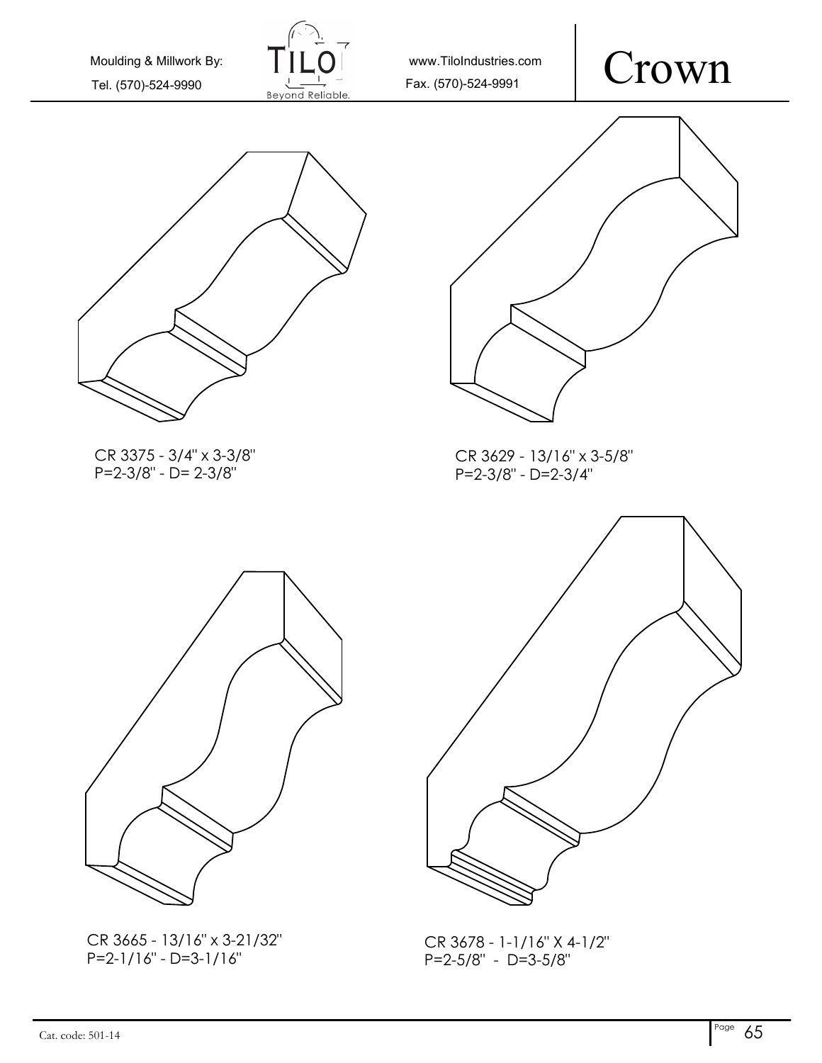# Crown

CR 3375 - 3/4" x 3-3/8"
P=2-3/8" - D= 2-3/8"

CR 3629 - 13/16" x 3-5/8"
P=2-3/8" - D=2-3/4"

CR 3665 - 13/16" x 3-21/32"
P=2-1/16" - D=3-1/16"

CR 3678 - 1-1/16" X 4-1/2"
P=2-5/8" - D=3-5/8"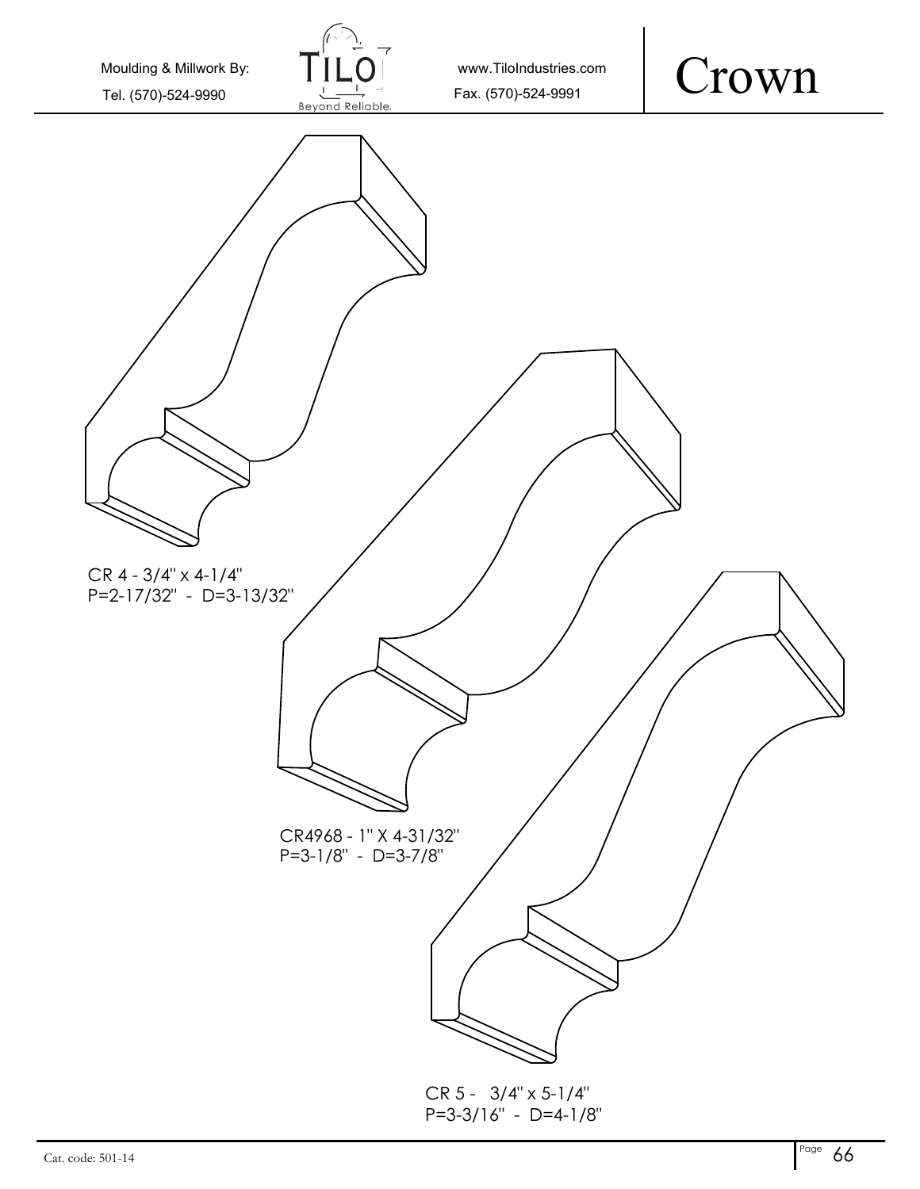# Crown

CR 4 - 3/4" x 4-1/4"
P=2-17/32" - D=3-13/32"

CR4968 - 1" X 4-31/32"
P=3-1/8" - D=3-7/8"

CR 5 - 3/4" x 5-1/4"
P=3-3/16" - D=4-1/8"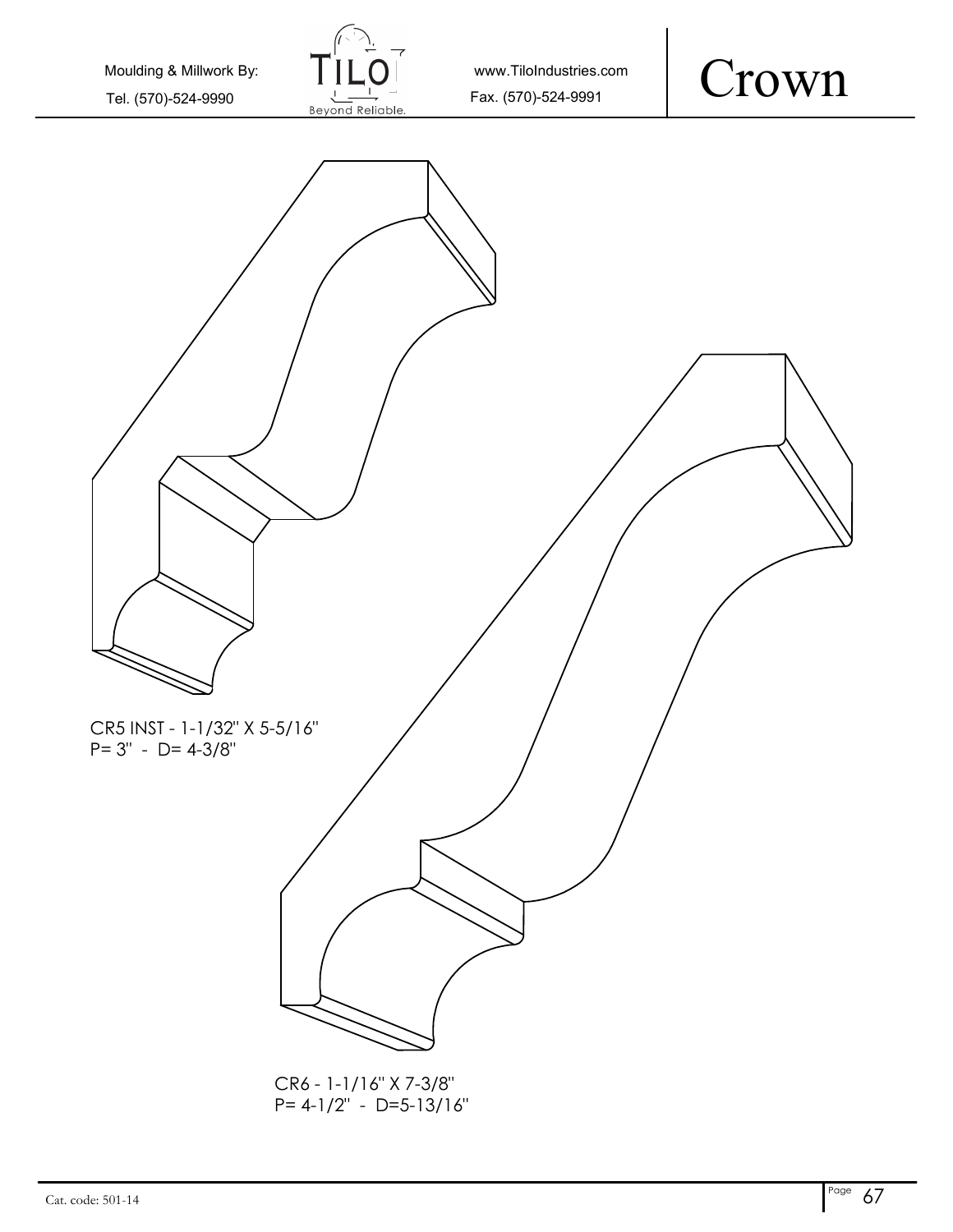# Crown

CR5 INST - 1-1/32" X 5-5/16"
P= 3" - D= 4-3/8"

CR6 - 1-1/16" X 7-3/8"
P= 4-1/2" - D=5-13/16"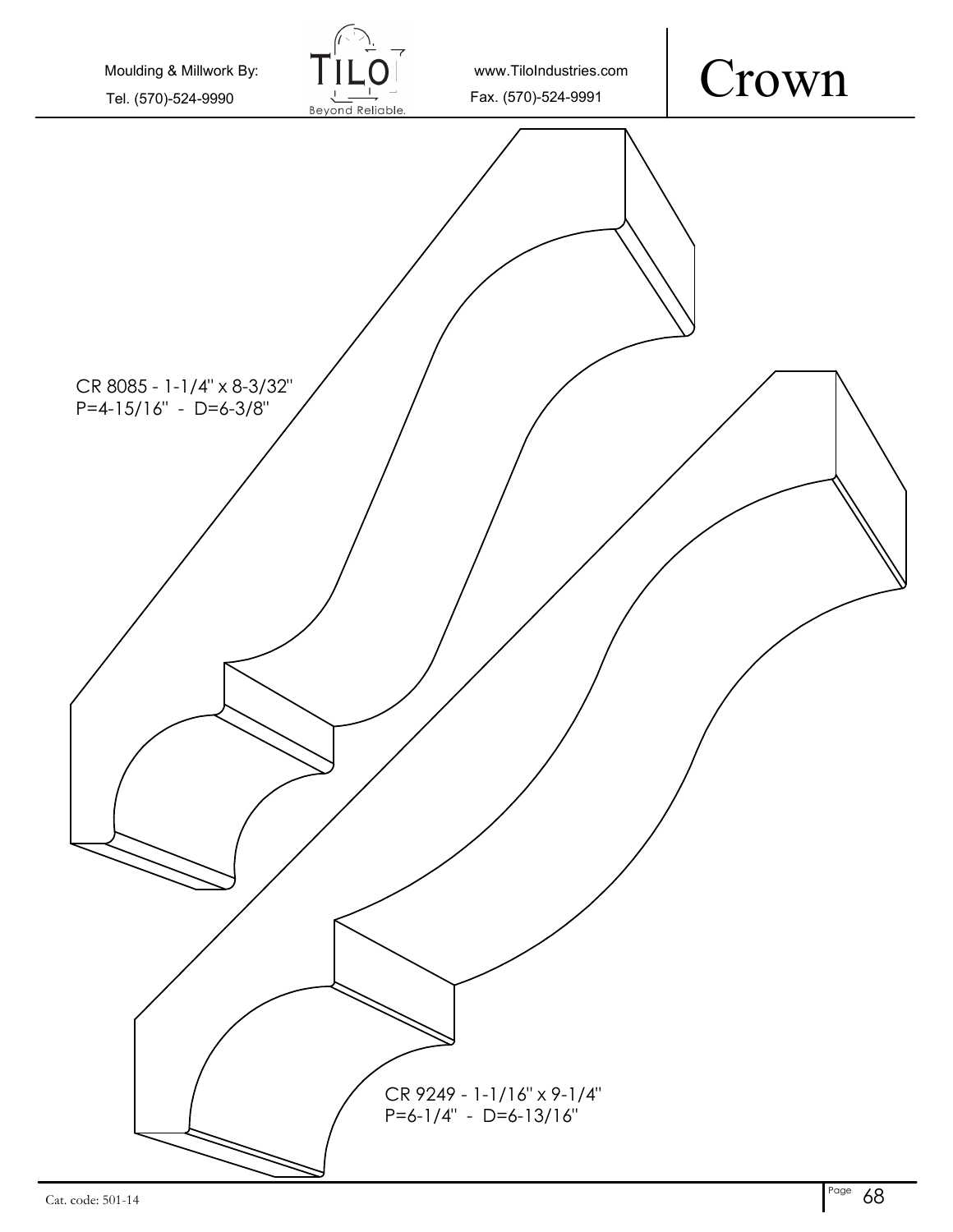Moulding & Millwork By: TILO Beyond Reliable. www.TiloIndustries.com

Tel. (570)-524-9990 Fax. (570)-524-9991

# Crown

CR 8085 - 1-1/4" x 8-3/32"
P=4-15/16" - D=6-3/8"

CR 9249 - 1-1/16" x 9-1/4"
P=6-1/4" - D=6-13/16"

Cat. code: 501-14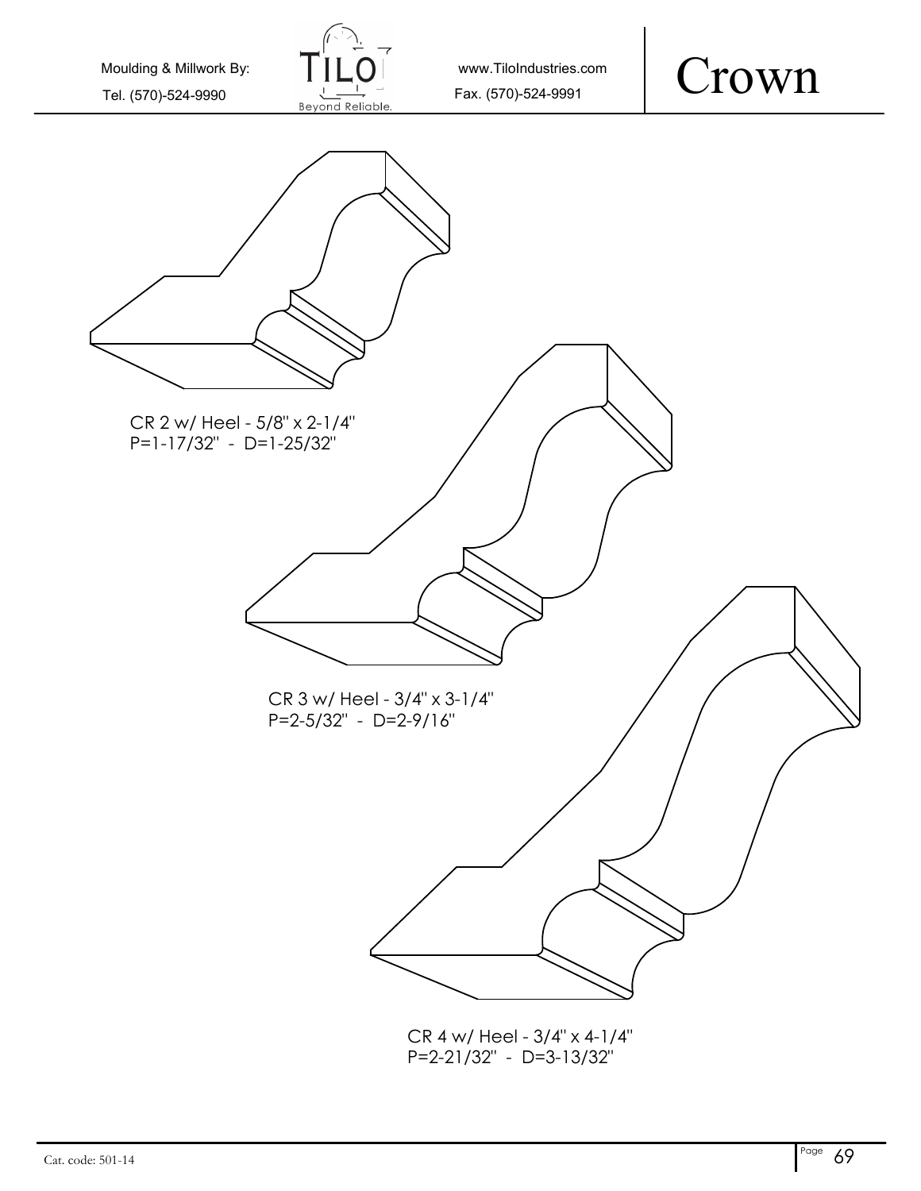# Crown

CR 2 w/ Heel - 5/8" x 2-1/4"
P=1-17/32" - D=1-25/32"

CR 3 w/ Heel - 3/4" x 3-1/4"
P=2-5/32" - D=2-9/16"

CR 4 w/ Heel - 3/4" x 4-1/4"
P=2-21/32" - D=3-13/32"

Cat. code: 501-14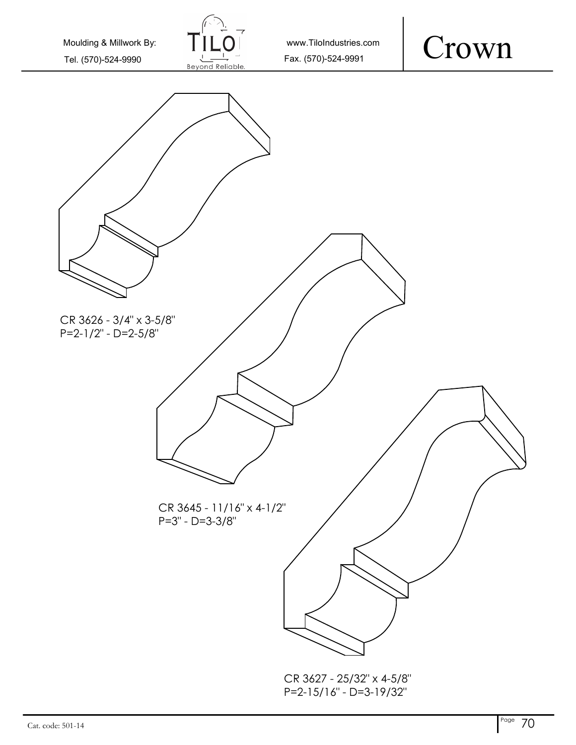Moulding & Millwork By:

Tel. (570)-524-9990

www.TiloIndustries.com

Fax. (570)-524-9991

# Crown

CR 3626 - 3/4" x 3-5/8"
P=2-1/2" - D=2-5/8"

CR 3645 - 11/16" x 4-1/2"
P=3" - D=3-3/8"

CR 3627 - 25/32" x 4-5/8"
P=2-15/16" - D=3-19/32"

Cat. code: 501-14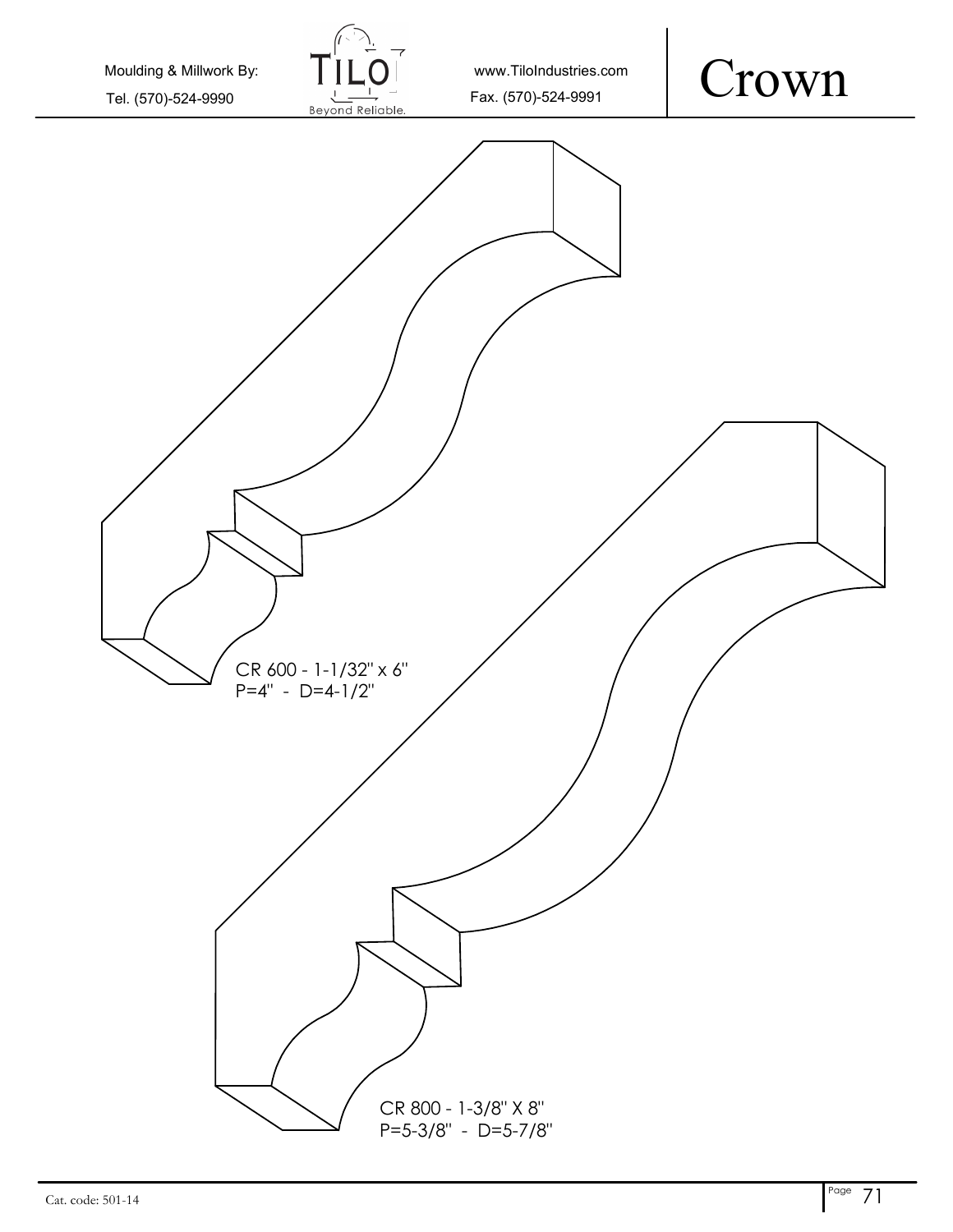Moulding & Millwork By: TILO Beyond Reliable.

Tel. (570)-524-9990

www.TiloIndustries.com

Fax. (570)-524-9991

# Crown

CR 600 - 1-1/32" x 6"
P=4" - D=4-1/2"

CR 800 - 1-3/8" X 8"
P=5-3/8" - D=5-7/8"

Cat. code: 501-14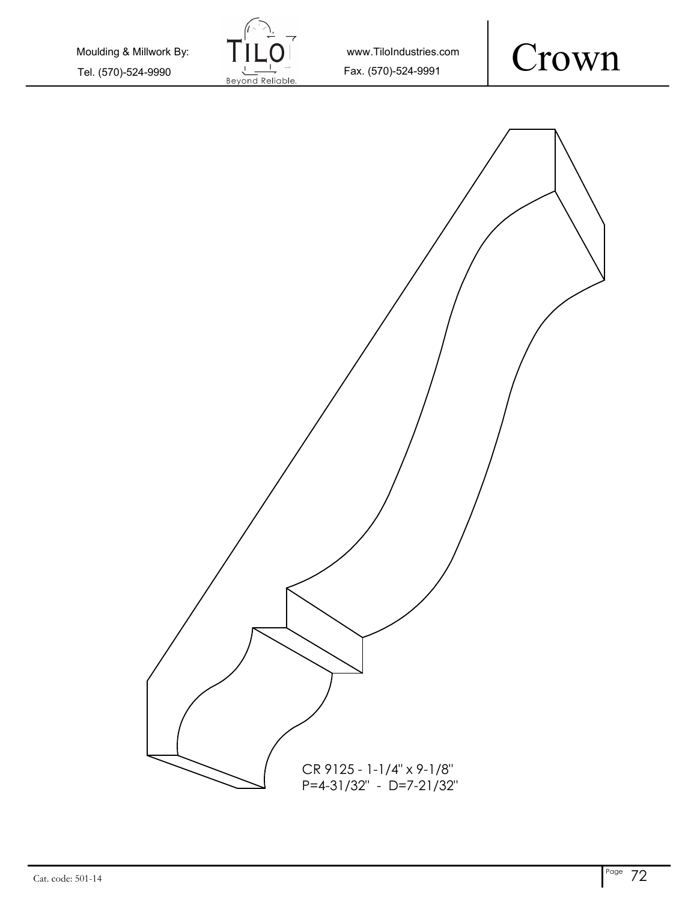Moulding & Millwork By:

Tel. (570)-524-9990

www.TiloIndustries.com

Fax. (570)-524-9991

# Crown

CR 9125 - 1-1/4" x 9-1/8"
P=4-31/32" - D=7-21/32"

Cat. code: 501-14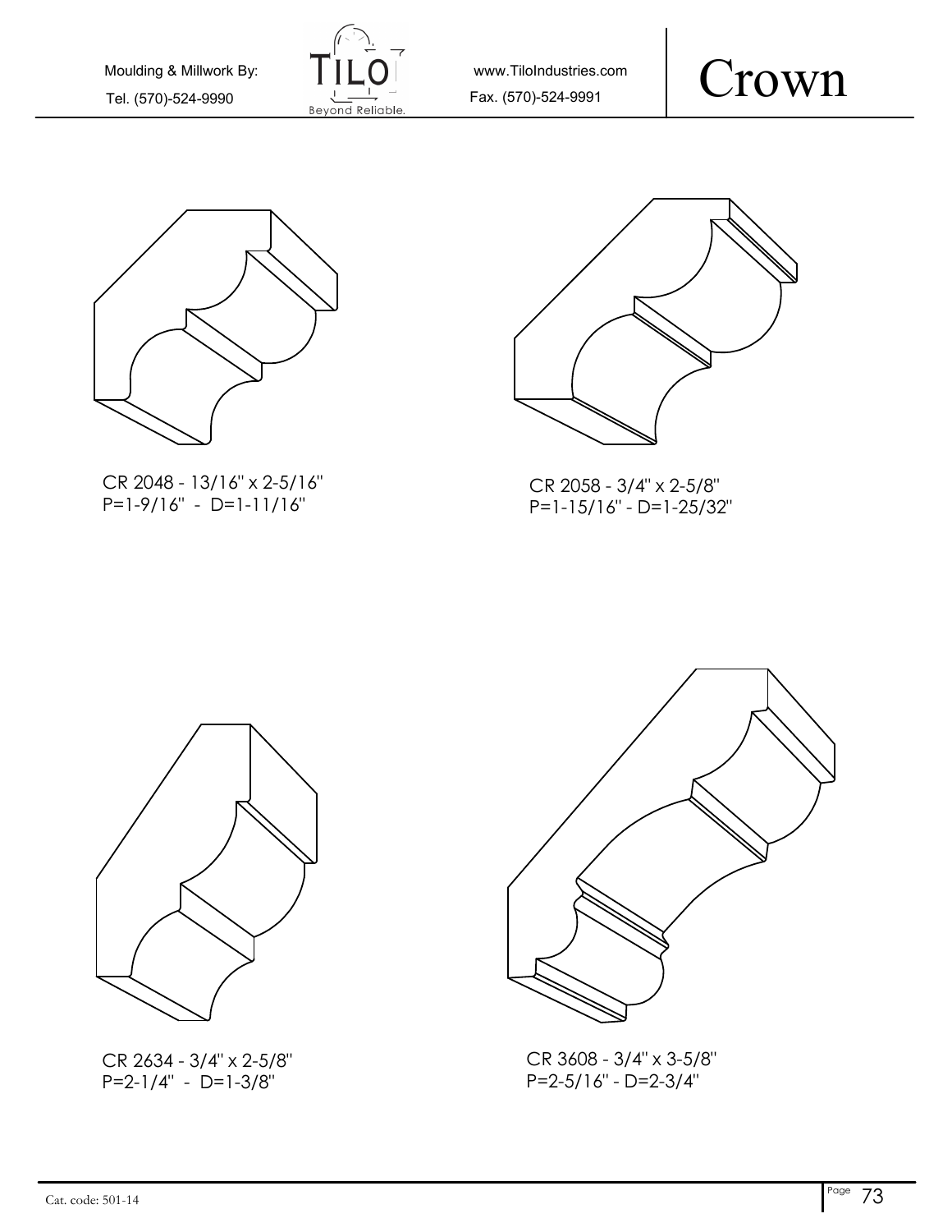# Crown

CR 2048 - 13/16" x 2-5/16"
P=1-9/16" - D=1-11/16"

CR 2058 - 3/4" x 2-5/8"
P=1-15/16" - D=1-25/32"

CR 2634 - 3/4" x 2-5/8"
P=2-1/4" - D=1-3/8"

CR 3608 - 3/4" x 3-5/8"
P=2-5/16" - D=2-3/4"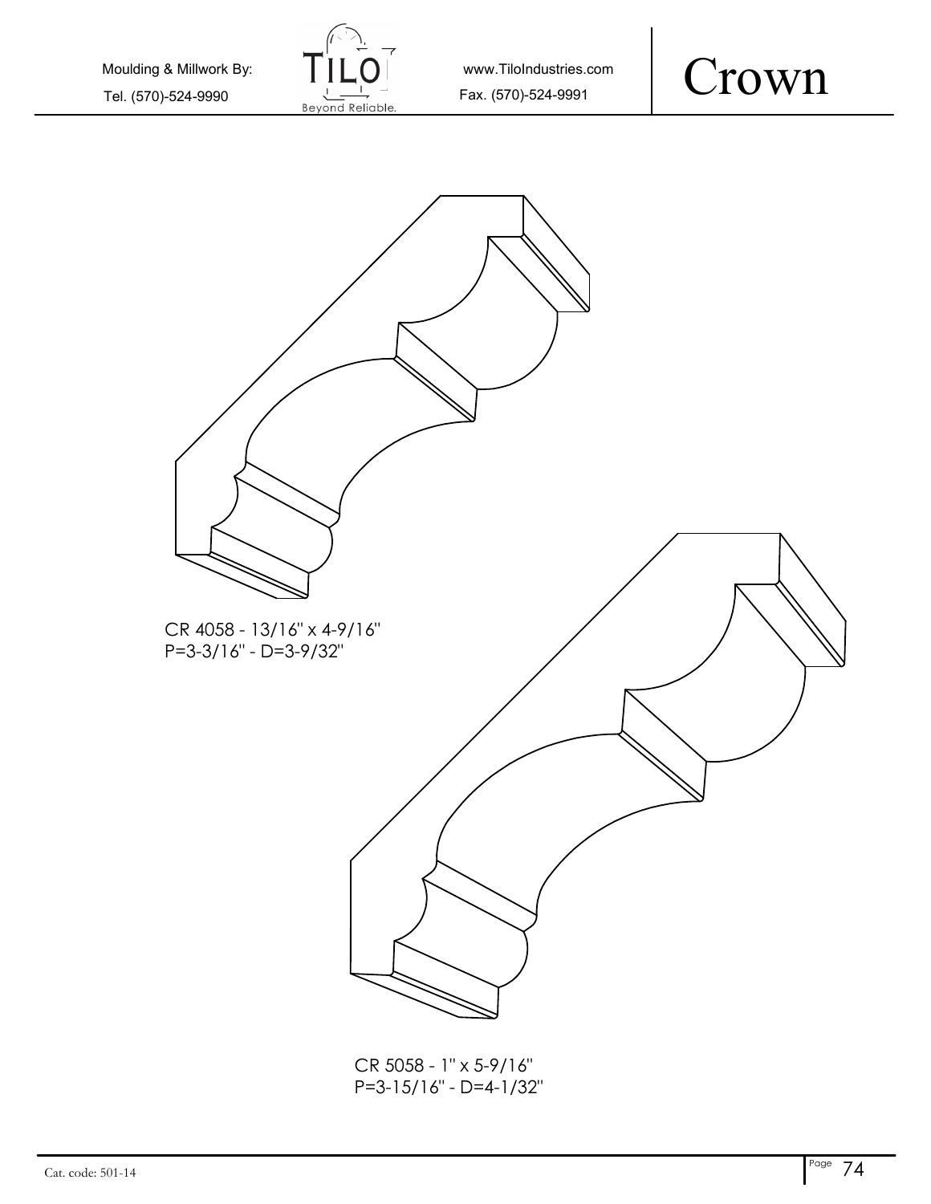Moulding & Millwork By: Tel. (570)-524-9990 www.TiloIndustries.com Fax. (570)-524-9991

# Crown

CR 4058 - 13/16" x 4-9/16"
P=3-3/16" - D=3-9/32"

CR 5058 - 1" x 5-9/16"
P=3-15/16" - D=4-1/32"

Cat. code: 501-14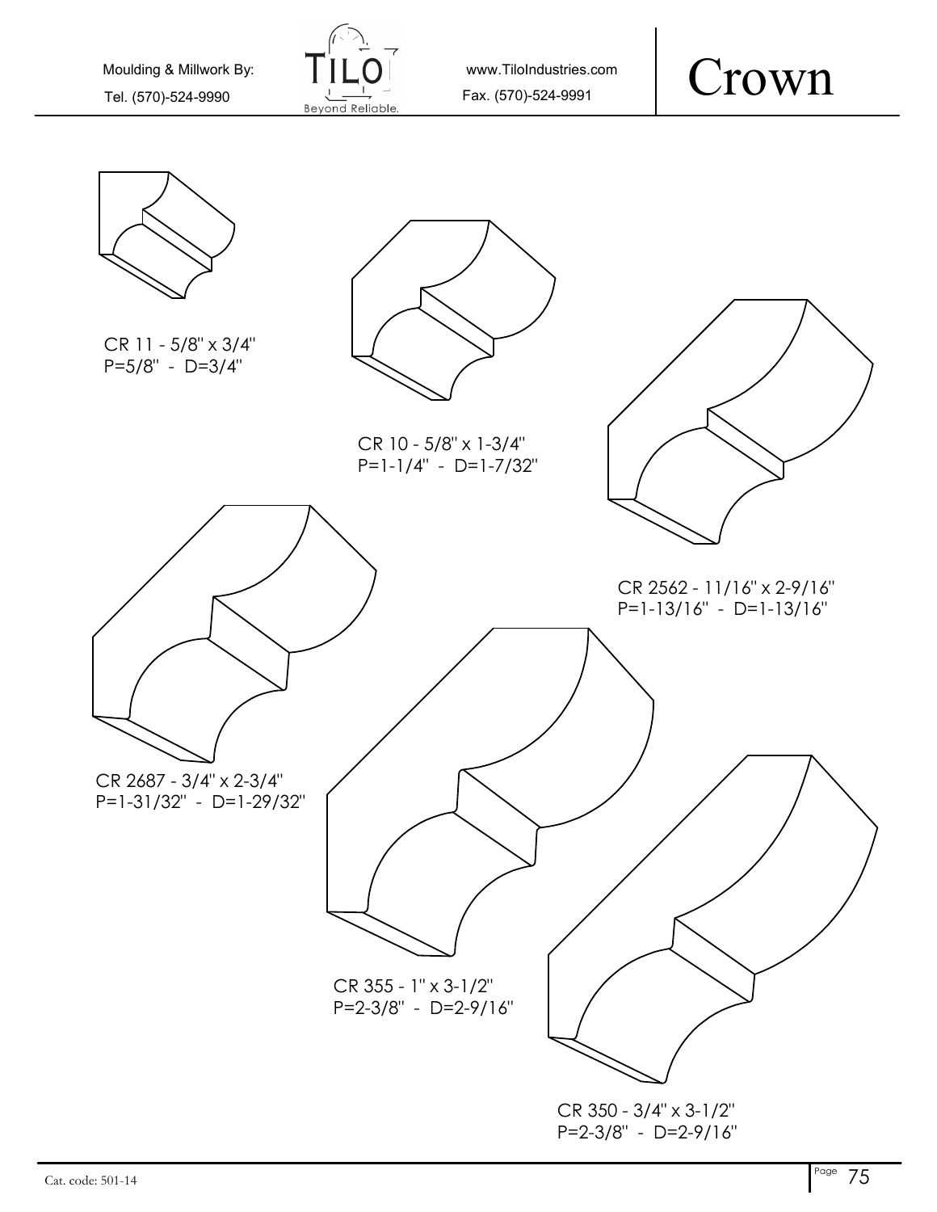Moulding & Millwork By: Tel. (570)-524-9990

www.TiloIndustries.com Fax. (570)-524-9991

# Crown

CR 11 - 5/8" x 3/4"
P=5/8" - D=3/4"

CR 10 - 5/8" x 1-3/4"
P=1-1/4" - D=1-7/32"

CR 2562 - 11/16" x 2-9/16"
P=1-13/16" - D=1-13/16"

CR 2687 - 3/4" x 2-3/4"
P=1-31/32" - D=1-29/32"

CR 355 - 1" x 3-1/2"
P=2-3/8" - D=2-9/16"

CR 350 - 3/4" x 3-1/2"
P=2-3/8" - D=2-9/16"

Cat. code: 501-14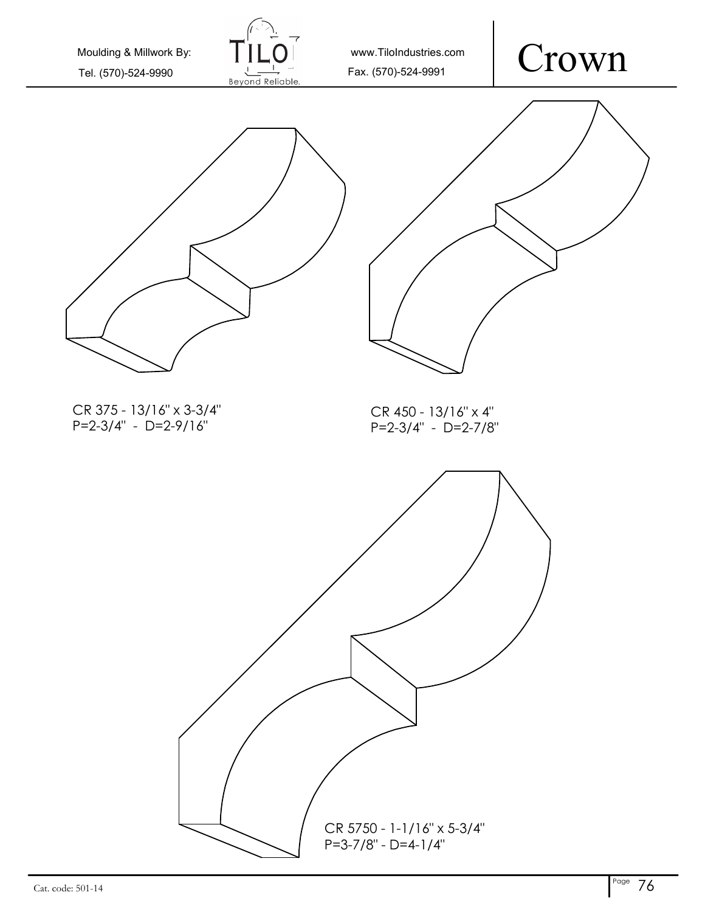# Crown

CR 375 - 13/16" x 3-3/4"
P=2-3/4" - D=2-9/16"

CR 450 - 13/16" x 4"
P=2-3/4" - D=2-7/8"

CR 5750 - 1-1/16" x 5-3/4"
P=3-7/8" - D=4-1/4"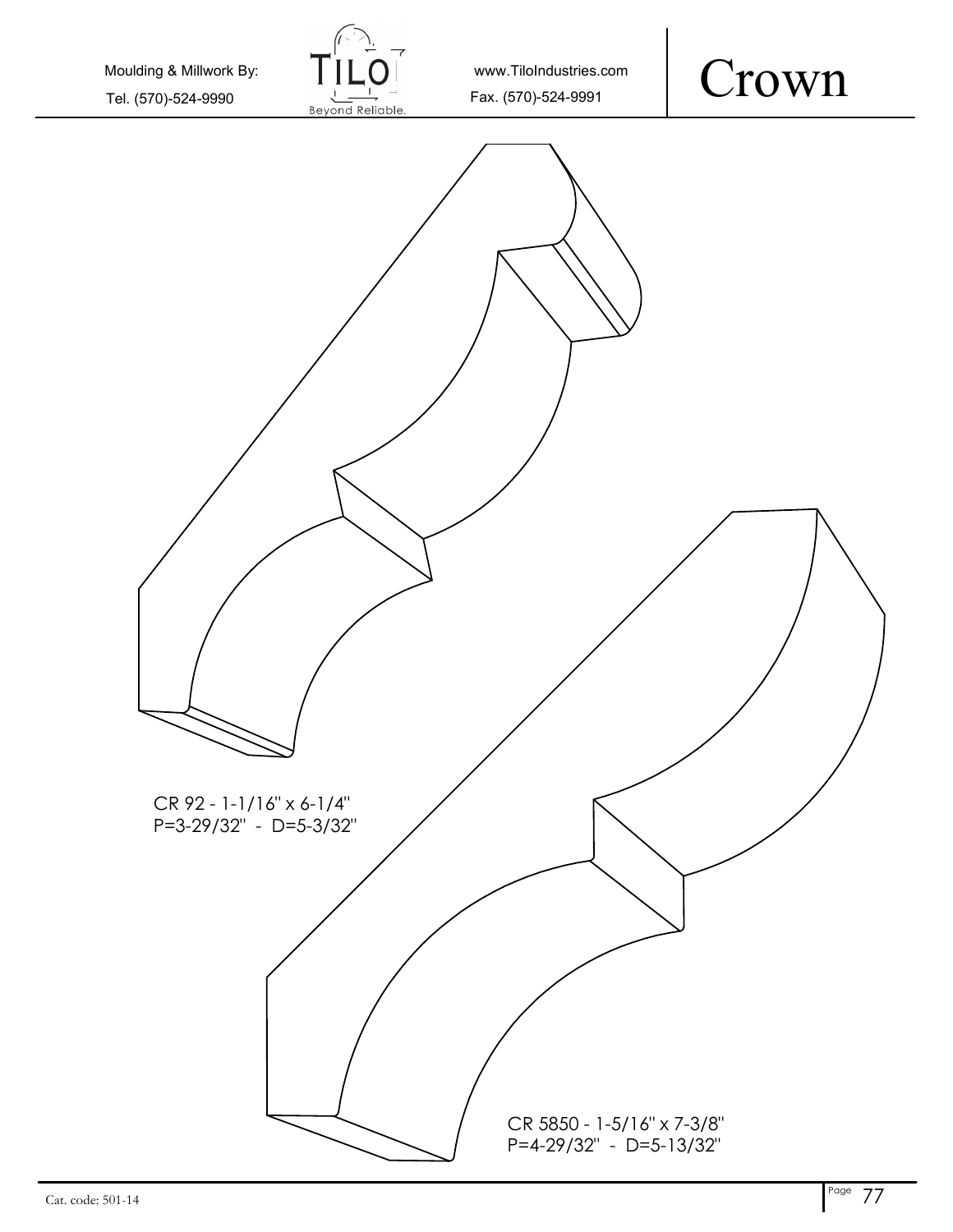# Crown

CR 92 - 1-1/16" x 6-1/4"
P=3-29/32" - D=5-3/32"

CR 5850 - 1-5/16" x 7-3/8"
P=4-29/32" - D=5-13/32"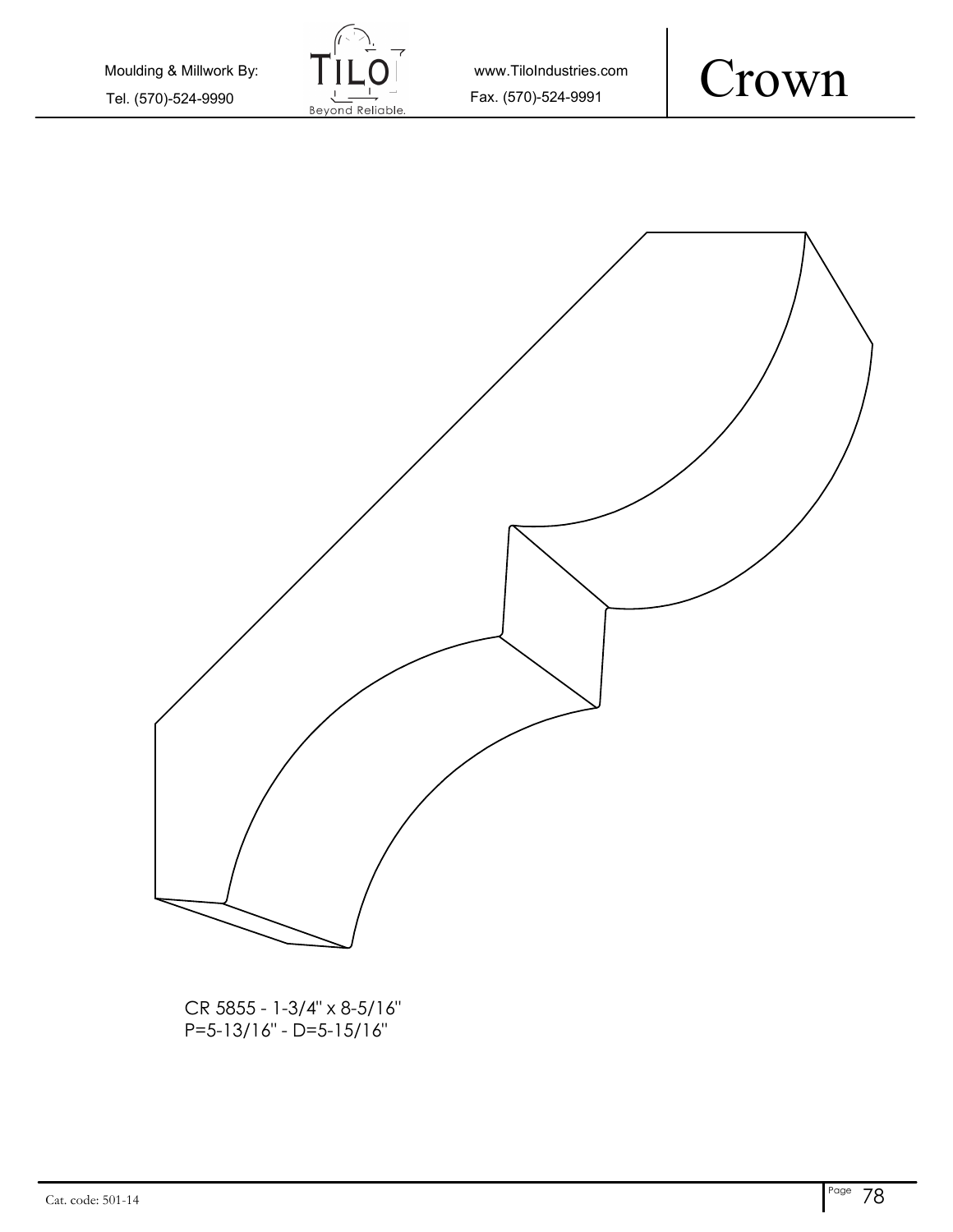# Crown

CR 5855 - 1-3/4" x 8-5/16"
P=5-13/16" - D=5-15/16"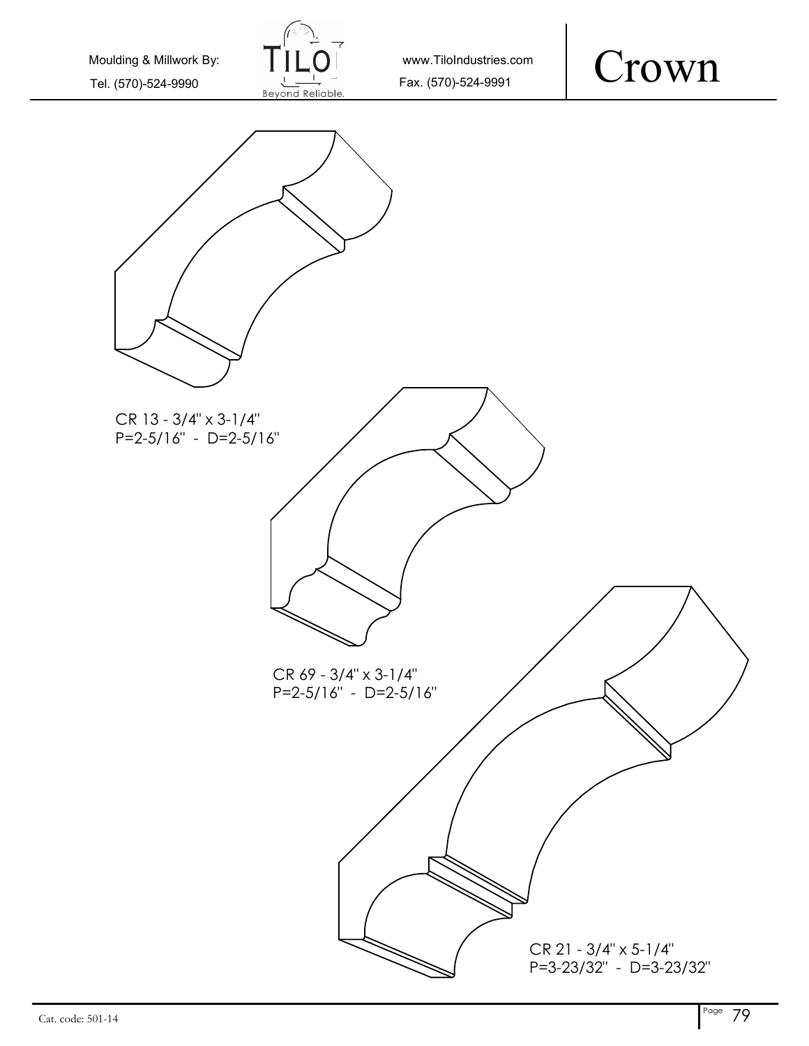# Crown

CR 13 - 3/4" x 3-1/4"
P=2-5/16" - D=2-5/16"

CR 69 - 3/4" x 3-1/4"
P=2-5/16" - D=2-5/16"

CR 21 - 3/4" x 5-1/4"
P=3-23/32" - D=3-23/32"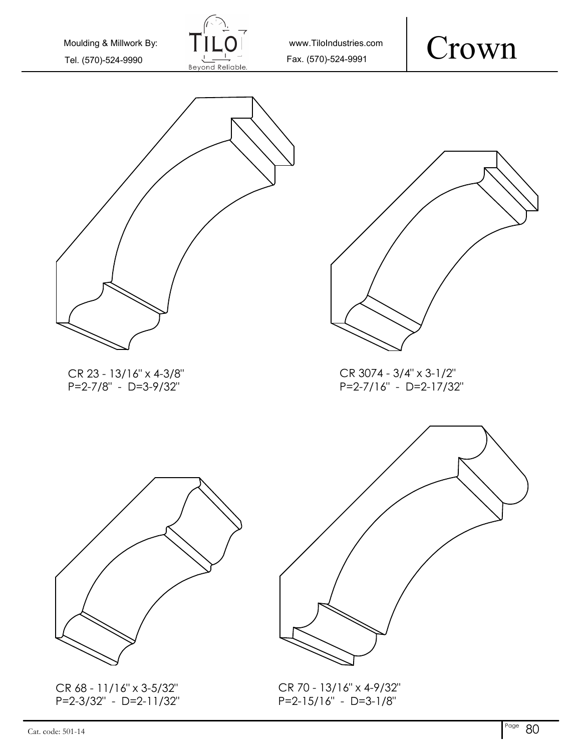# Crown

Moulding & Millwork By: TILO Beyond Reliable.

Tel. (570)-524-9990

www.TiloIndustries.com

Fax. (570)-524-9991

CR 23 - 13/16" x 4-3/8"
P=2-7/8" - D=3-9/32"

CR 3074 - 3/4" x 3-1/2"
P=2-7/16" - D=2-17/32"

CR 68 - 11/16" x 3-5/32"
P=2-3/32" - D=2-11/32"

CR 70 - 13/16" x 4-9/32"
P=2-15/16" - D=3-1/8"

Cat. code: 501-14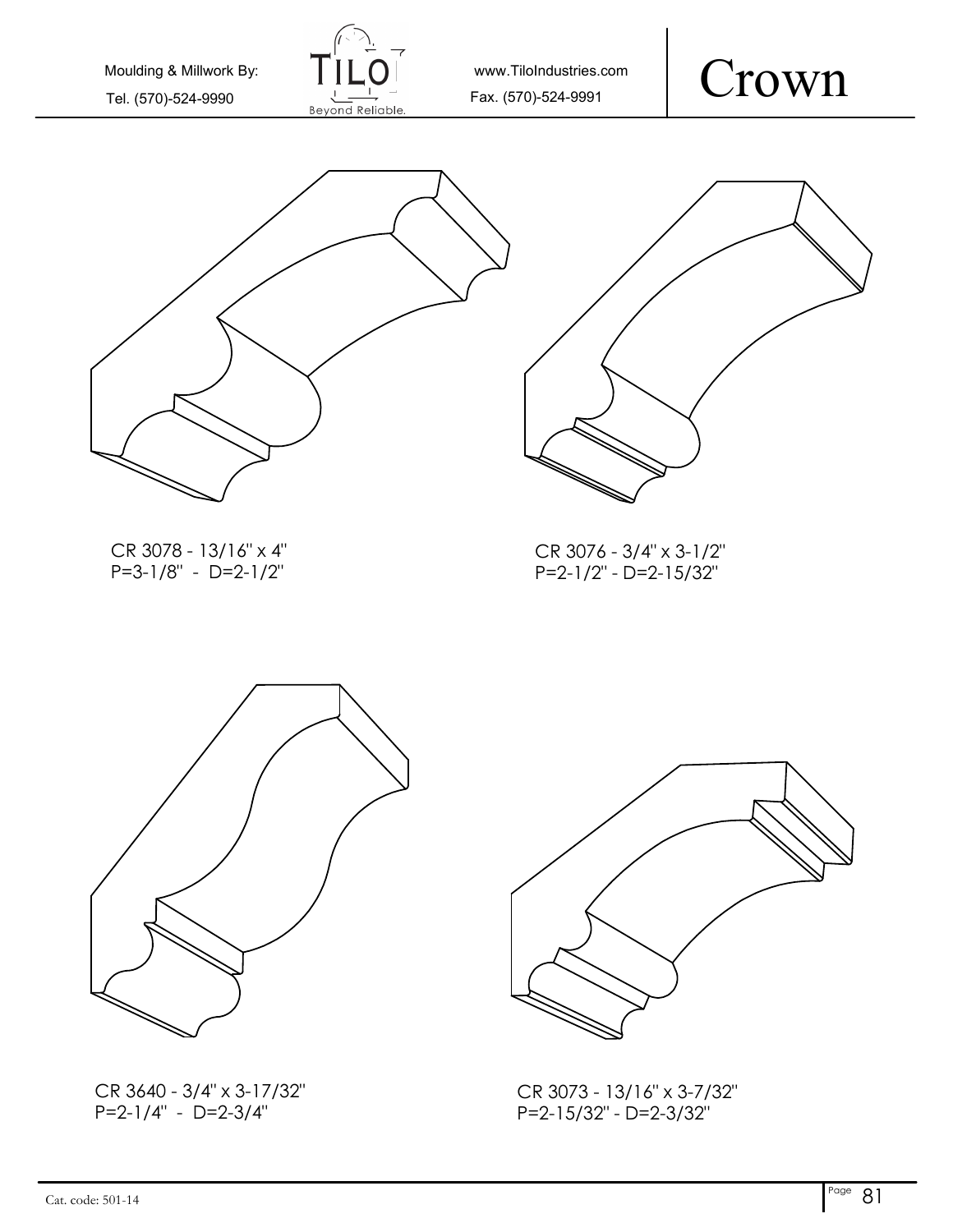Moulding & Millwork By:

Tel. (570)-524-9990

www.TiloIndustries.com

Fax. (570)-524-9991

# Crown

CR 3078 - 13/16'' x 4''
P=3-1/8'' - D=2-1/2''

CR 3076 - 3/4'' x 3-1/2''
P=2-1/2'' - D=2-15/32''

CR 3640 - 3/4'' x 3-17/32''
P=2-1/4'' - D=2-3/4''

CR 3073 - 13/16'' x 3-7/32''
P=2-15/32'' - D=2-3/32''

Cat. code: 501-14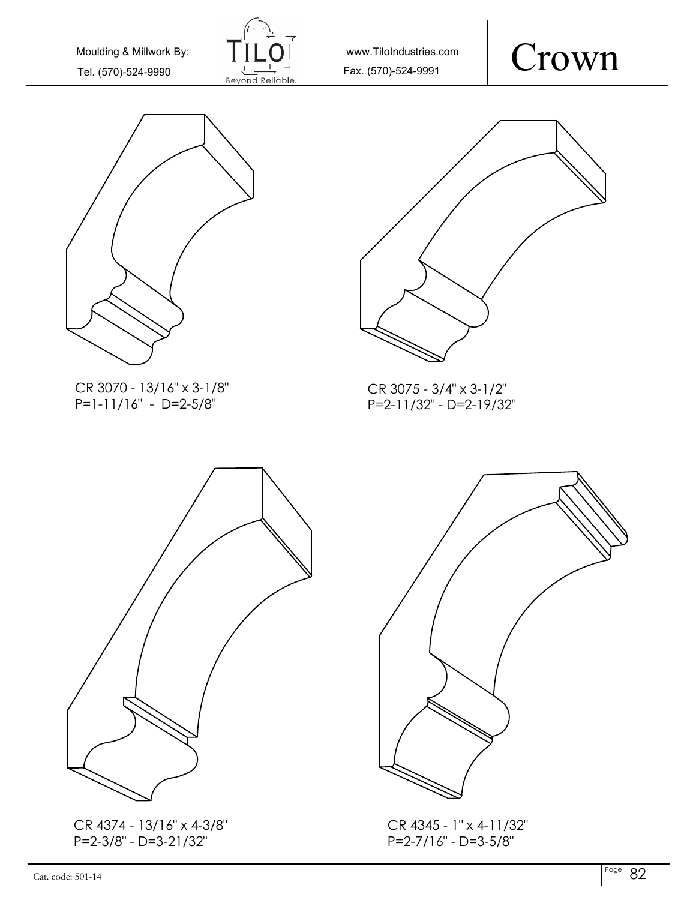Moulding & Millwork By: www.TiloIndustries.com

Tel. (570)-524-9990 Fax. (570)-524-9991

# Crown

CR 3070 - 13/16" x 3-1/8"
P=1-11/16" - D=2-5/8"

CR 3075 - 3/4" x 3-1/2"
P=2-11/32" - D=2-19/32"

CR 4374 - 13/16" x 4-3/8"
P=2-3/8" - D=3-21/32"

CR 4345 - 1" x 4-11/32"
P=2-7/16" - D=3-5/8"

Cat. code: 501-14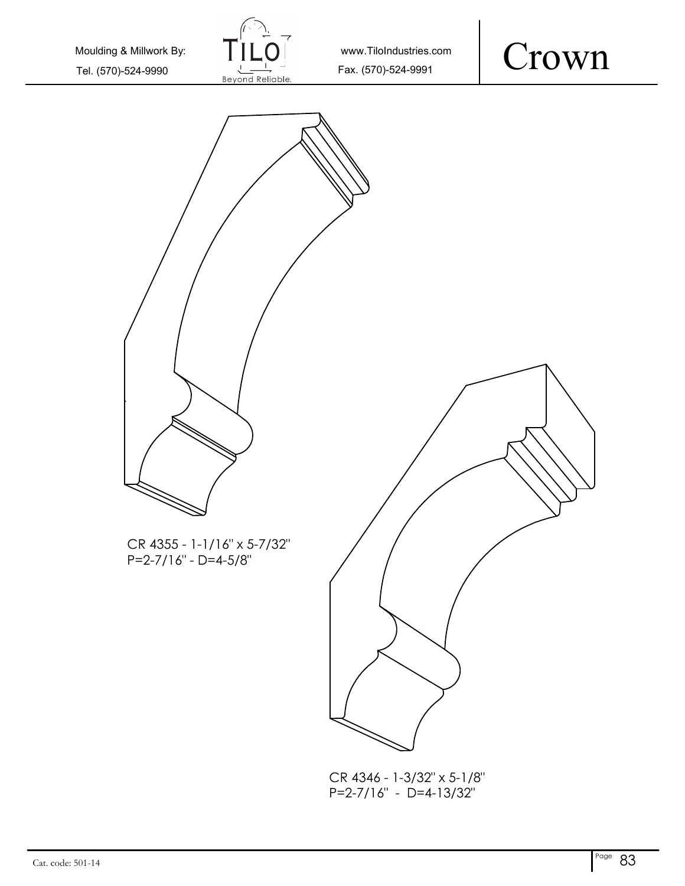# Crown

CR 4355 - 1-1/16" x 5-7/32"
P=2-7/16" - D=4-5/8"

CR 4346 - 1-3/32" x 5-1/8"
P=2-7/16" - D=4-13/32"

Cat. code: 501-14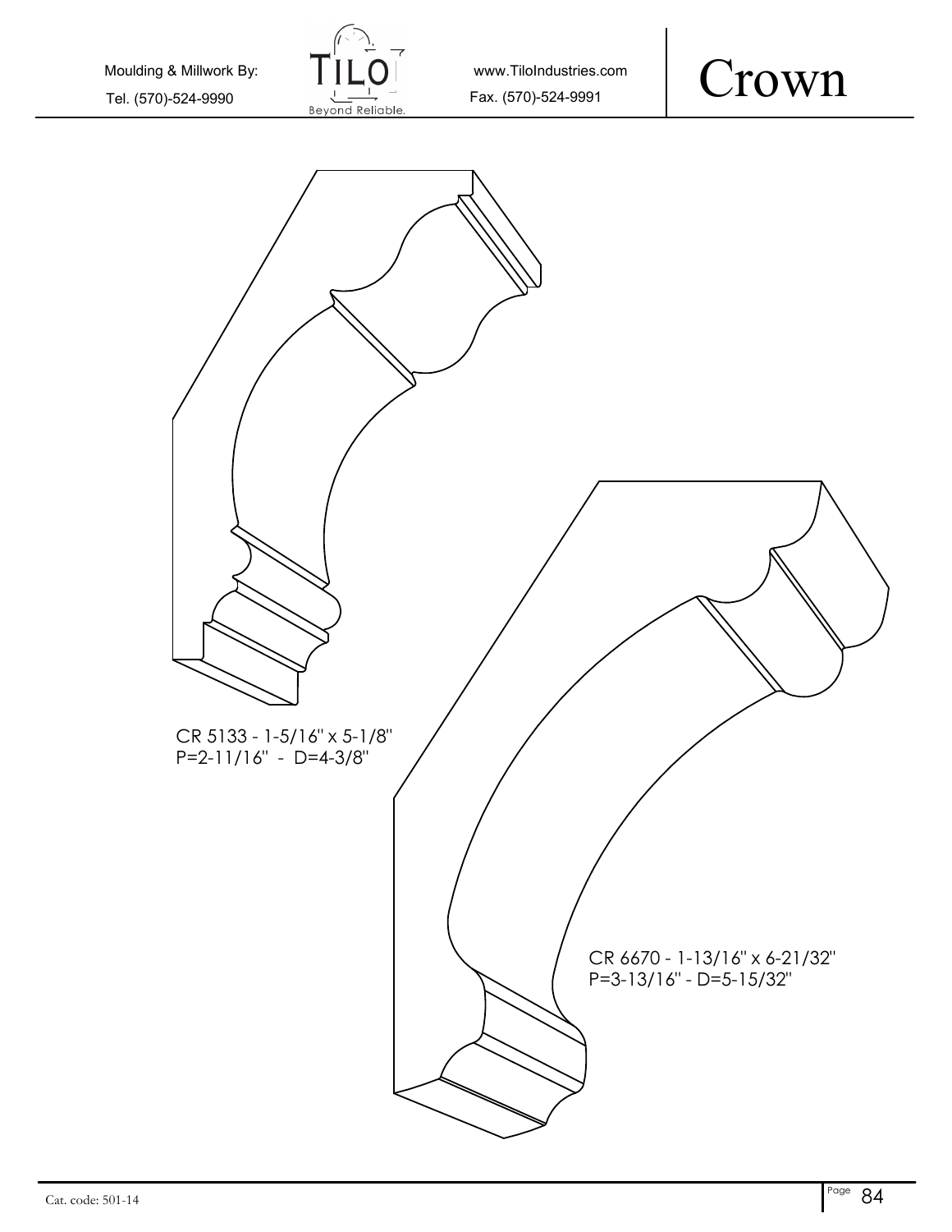Moulding & Millwork By: TILO Beyond Reliable.

Tel. (570)-524-9990

www.TiloIndustries.com

Fax. (570)-524-9991

# Crown

CR 5133 - 1-5/16" x 5-1/8"
P=2-11/16" - D=4-3/8"

CR 6670 - 1-13/16" x 6-21/32"
P=3-13/16" - D=5-15/32"

Cat. code: 501-14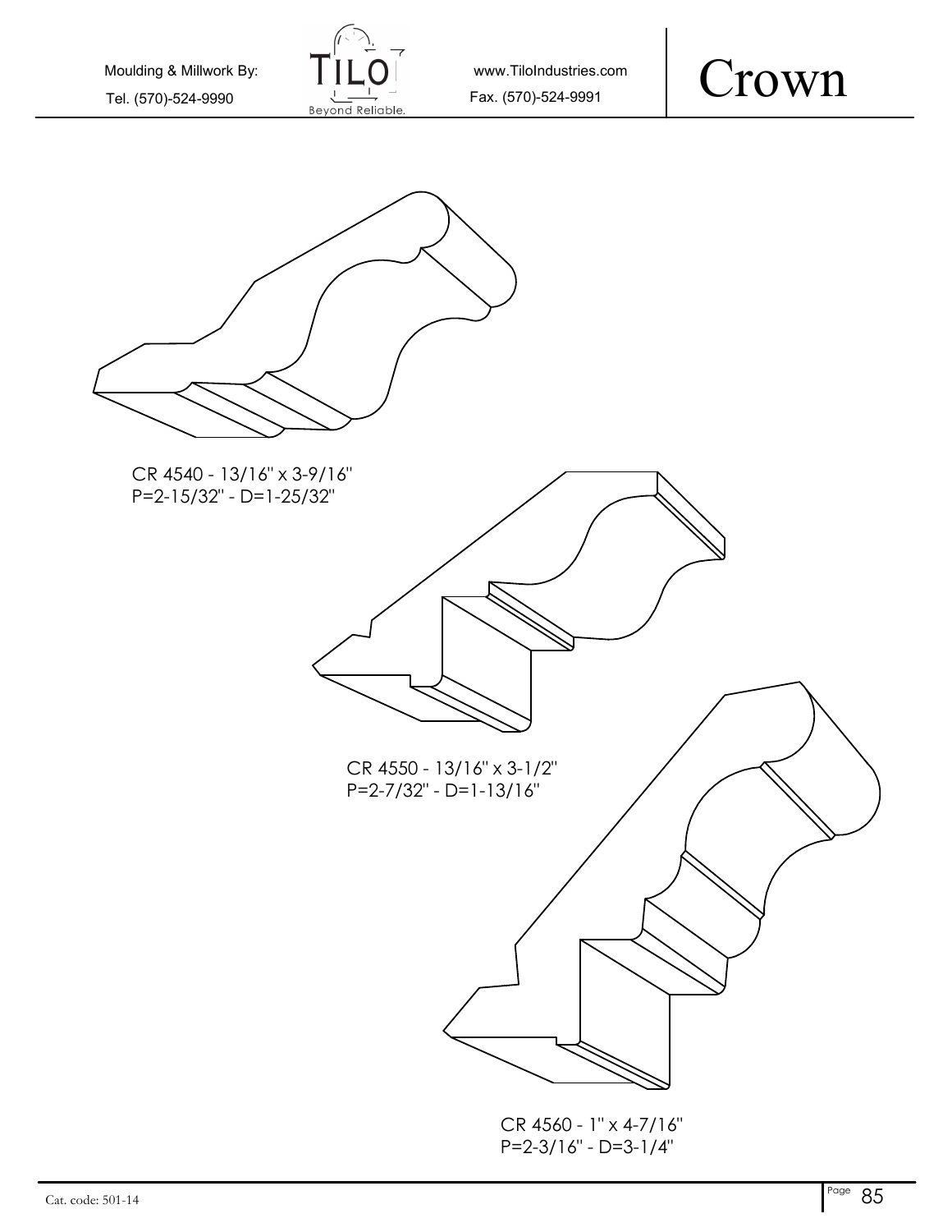# Crown

CR 4540 - 13/16" x 3-9/16"
P=2-15/32" - D=1-25/32"

CR 4550 - 13/16" x 3-1/2"
P=2-7/32" - D=1-13/16"

CR 4560 - 1" x 4-7/16"
P=2-3/16" - D=3-1/4"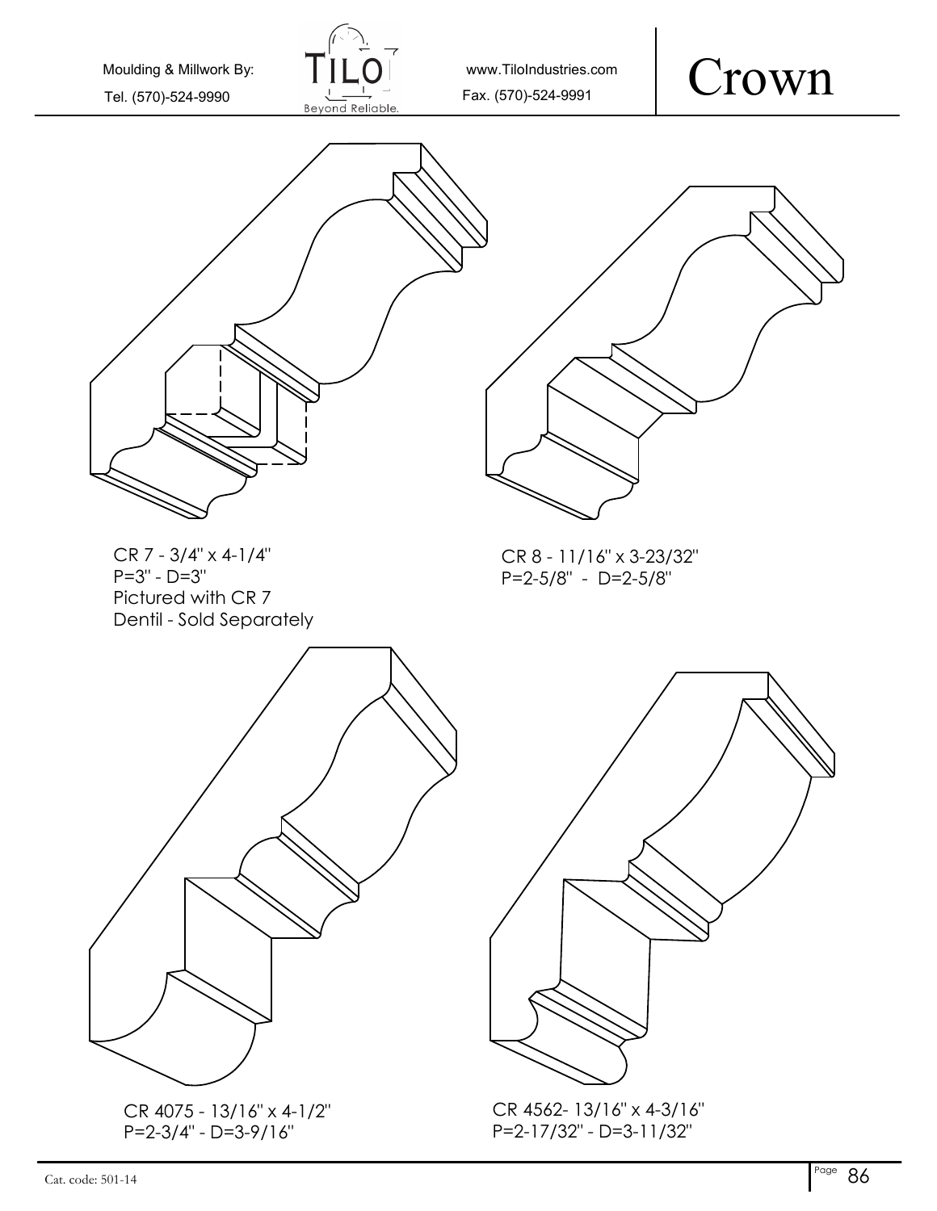Moulding & Millwork By: TILO Beyond Reliable.

Tel. (570)-524-9990

www.TiloIndustries.com

Fax. (570)-524-9991

# Crown

CR 7 - 3/4" x 4-1/4"
P=3" - D=3"
Pictured with CR 7
Dentil - Sold Separately

CR 8 - 11/16" x 3-23/32"
P=2-5/8" - D=2-5/8"

CR 4075 - 13/16" x 4-1/2"
P=2-3/4" - D=3-9/16"

CR 4562- 13/16" x 4-3/16"
P=2-17/32" - D=3-11/32"

Cat. code: 501-14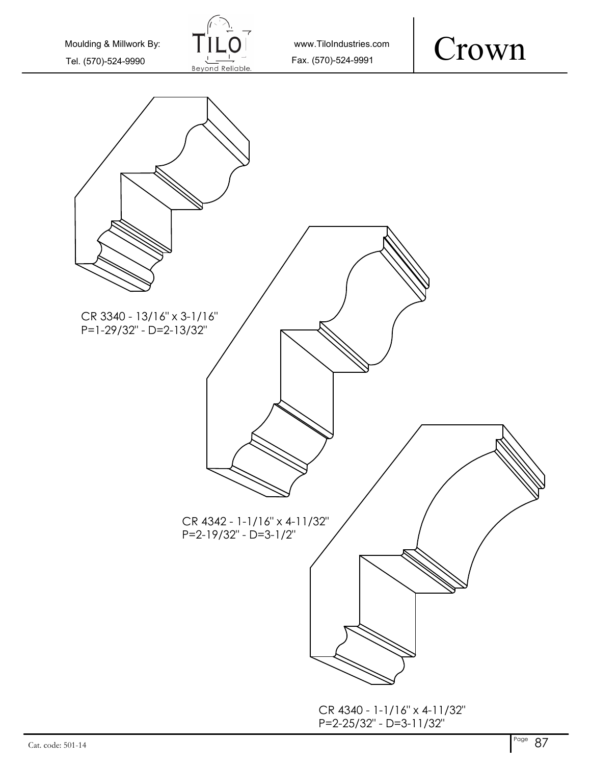# Crown

CR 3340 - 13/16" x 3-1/16"
P=1-29/32" - D=2-13/32"

CR 4342 - 1-1/16" x 4-11/32"
P=2-19/32" - D=3-1/2"

CR 4340 - 1-1/16" x 4-11/32"
P=2-25/32" - D=3-11/32"

Cat. code: 501-14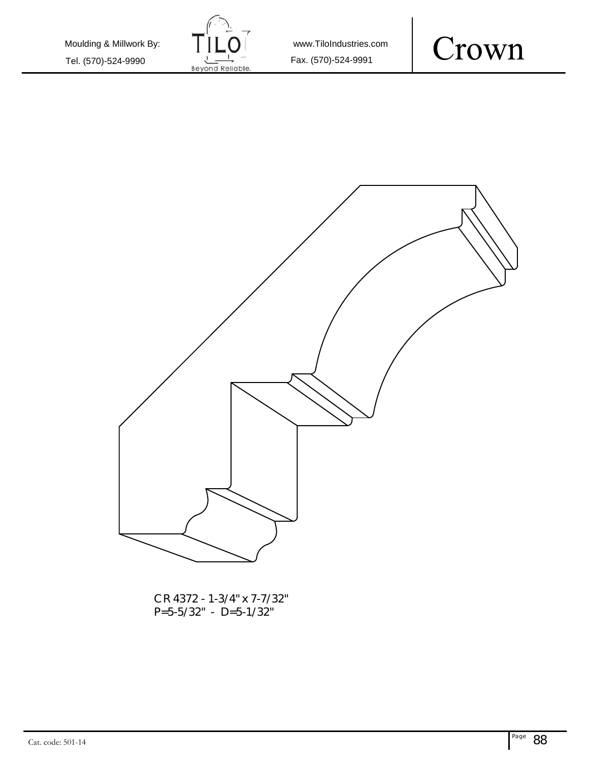# Crown

CR 4372 - 1-3/4" x 7-7/32"
P=5-5/32" - D=5-1/32"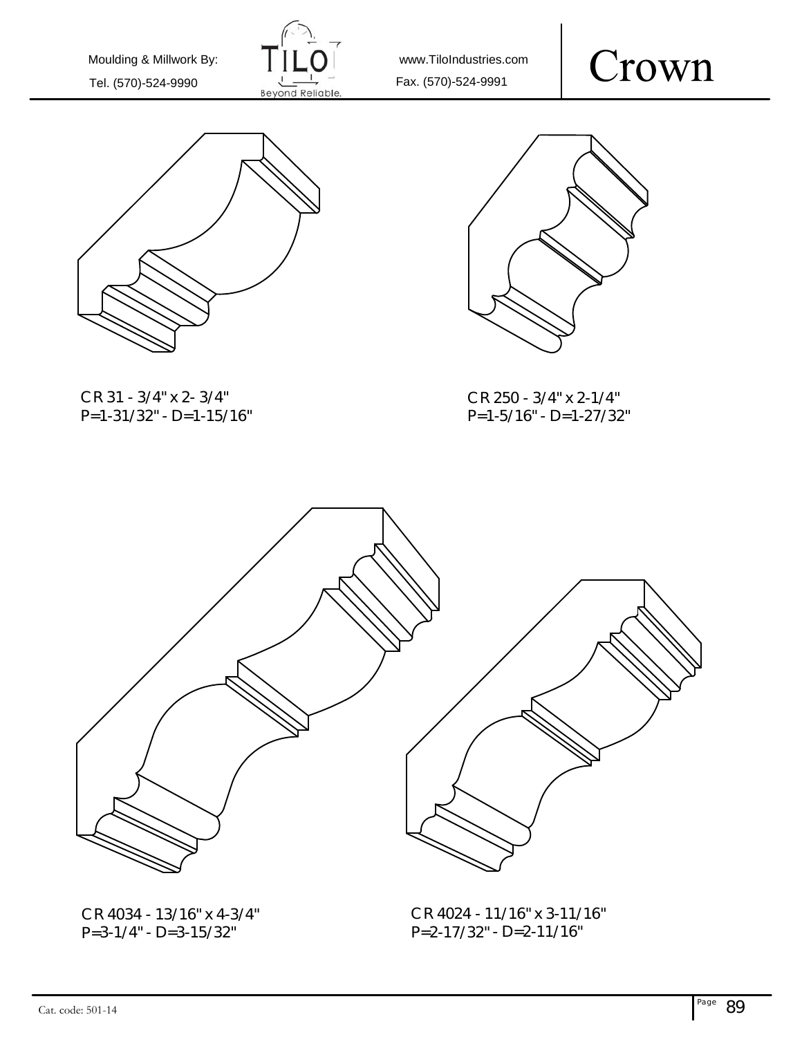Moulding & Millwork By: Tel. (570)-524-9990

www.TiloIndustries.com Fax. (570)-524-9991

# Crown

CR 31 - 3/4" x 2- 3/4"
P=1-31/32" - D=1-15/16"

CR 250 - 3/4" x 2-1/4"
P=1-5/16" - D=1-27/32"

CR 4034 - 13/16" x 4-3/4"
P=3-1/4" - D=3-15/32"

CR 4024 - 11/16" x 3-11/16"
P=2-17/32" - D=2-11/16"

Cat. code: 501-14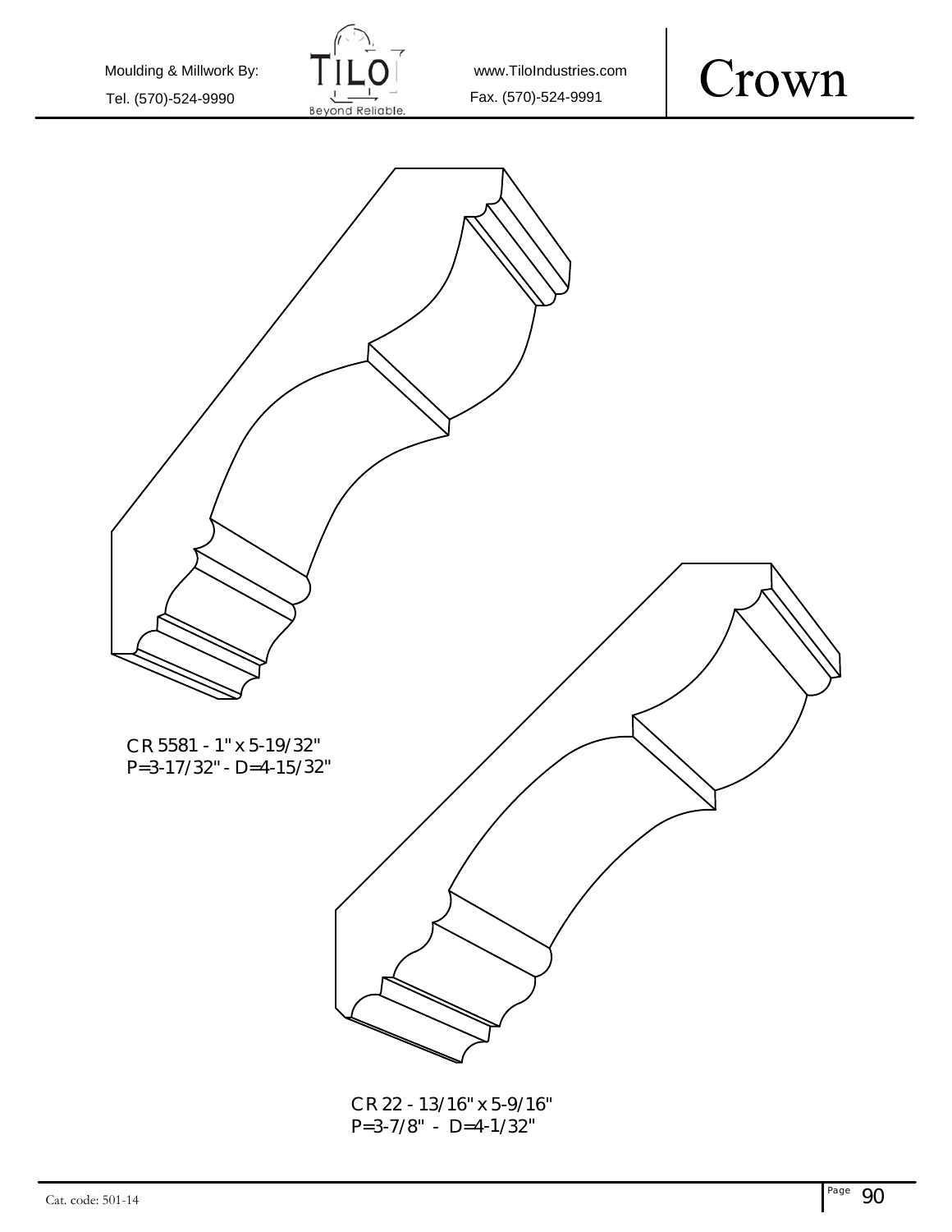# Crown

CR 5581 - 1" x 5-19/32"
P=3-17/32" - D=4-15/32"

CR 22 - 13/16" x 5-9/16"
P=3-7/8" - D=4-1/32"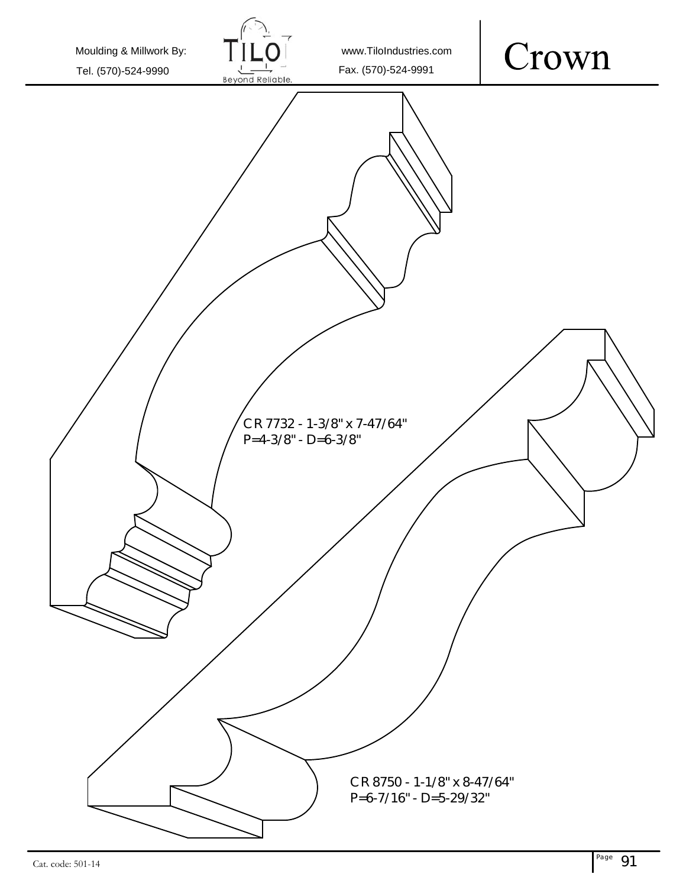# Crown

CR 7732 - 1-3/8" x 7-47/64"
P=4-3/8" - D=6-3/8"

CR 8750 - 1-1/8" x 8-47/64"
P=6-7/16" - D=5-29/32"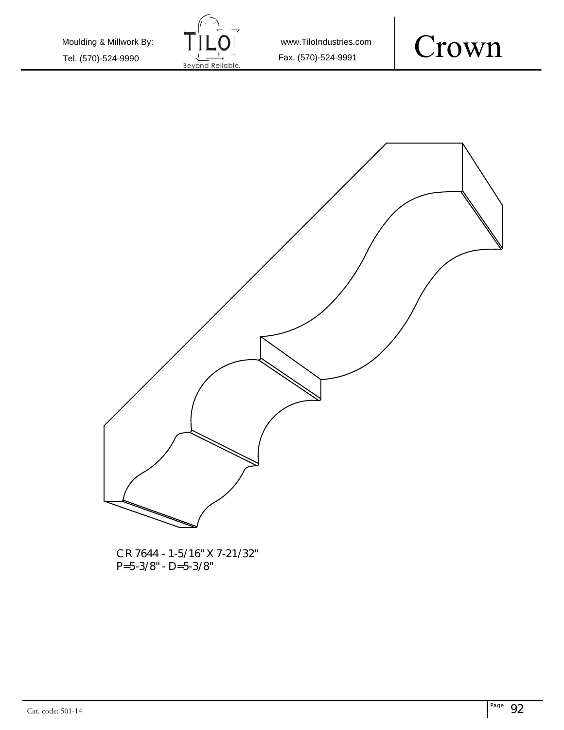# Crown

CR 7644 - 1-5/16" X 7-21/32"
P=5-3/8" - D=5-3/8"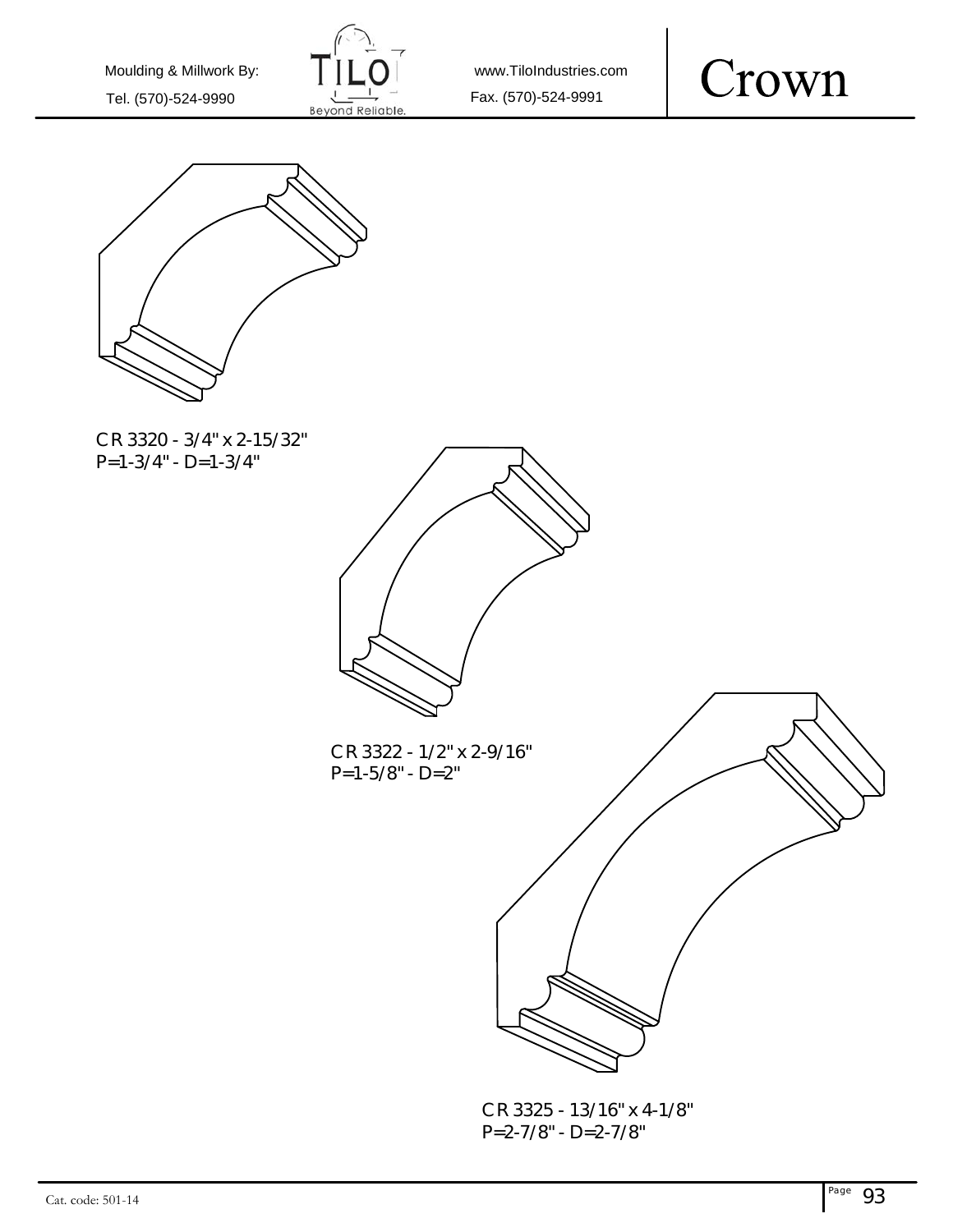Moulding & Millwork By:

Tel. (570)-524-9990

www.TiloIndustries.com

Fax. (570)-524-9991

# Crown

CR 3320 - 3/4" x 2-15/32"
P=1-3/4" - D=1-3/4"

CR 3322 - 1/2" x 2-9/16"
P=1-5/8" - D=2"

CR 3325 - 13/16" x 4-1/8"
P=2-7/8" - D=2-7/8"

Cat. code: 501-14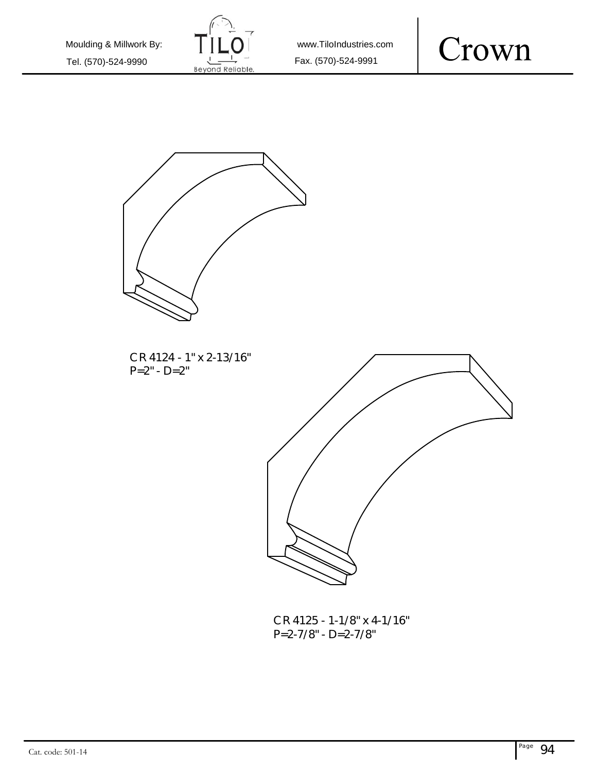# Crown

CR 4124 - 1" x 2-13/16"
P=2" - D=2"

CR 4125 - 1-1/8" x 4-1/16"
P=2-7/8" - D=2-7/8"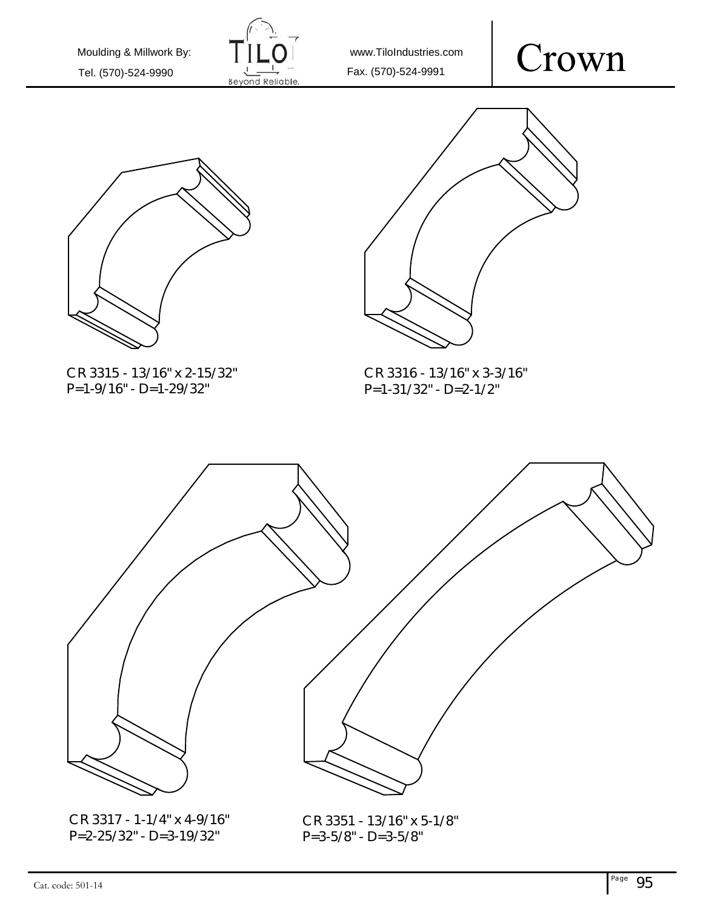# Crown

Moulding & Millwork By: TILO Beyond Reliable.

Tel. (570)-524-9990

www.TiloIndustries.com

Fax. (570)-524-9991

CR 3315 - 13/16" x 2-15/32"
P=1-9/16" - D=1-29/32"

CR 3316 - 13/16" x 3-3/16"
P=1-31/32" - D=2-1/2"

CR 3317 - 1-1/4" x 4-9/16"
P=2-25/32" - D=3-19/32"

CR 3351 - 13/16" x 5-1/8"
P=3-5/8" - D=3-5/8"

Cat. code: 501-14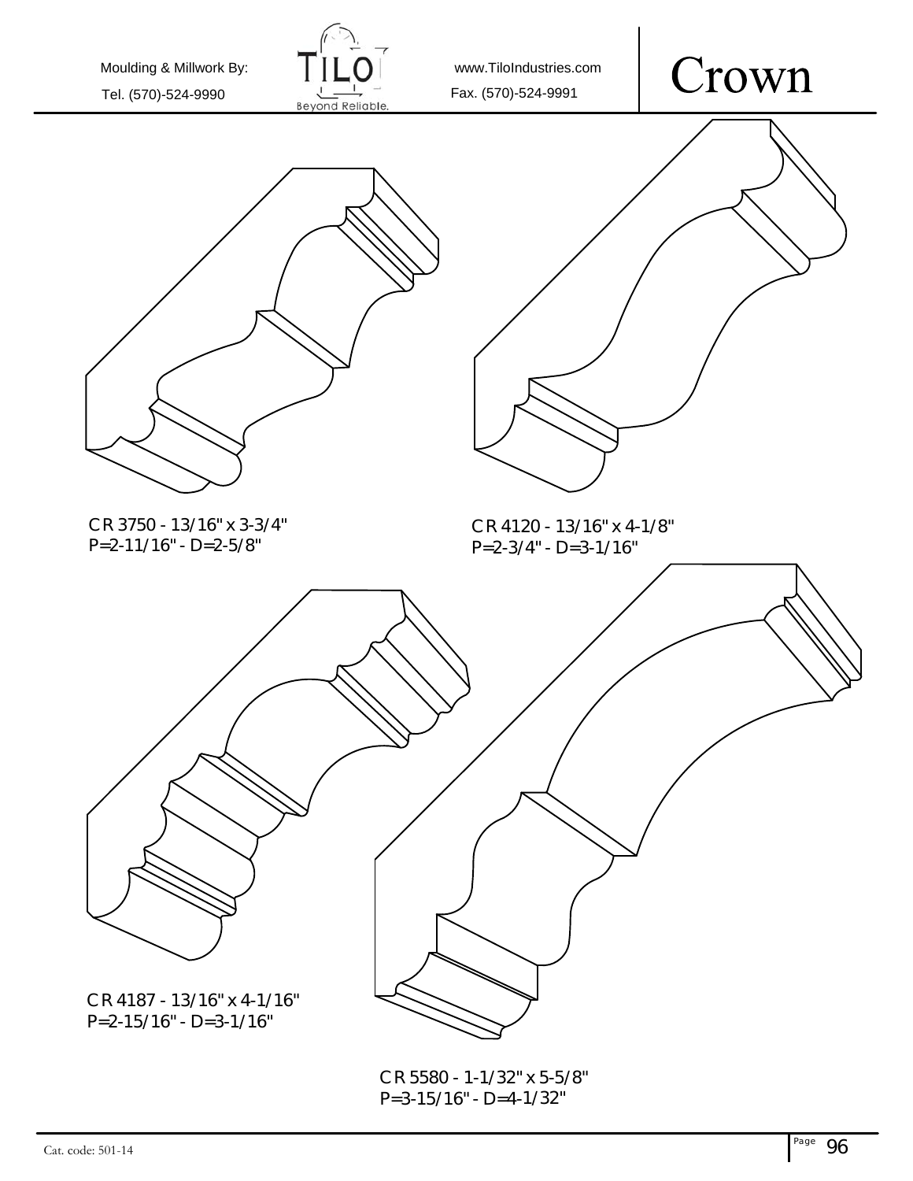Moulding & Millwork By: TILO Beyond Reliable. www.TiloIndustries.com

Tel. (570)-524-9990 Fax. (570)-524-9991

# Crown

CR 3750 - 13/16" x 3-3/4"
P=2-11/16" - D=2-5/8"

CR 4120 - 13/16" x 4-1/8"
P=2-3/4" - D=3-1/16"

CR 4187 - 13/16" x 4-1/16"
P=2-15/16" - D=3-1/16"

CR 5580 - 1-1/32" x 5-5/8"
P=3-15/16" - D=4-1/32"

Cat. code: 501-14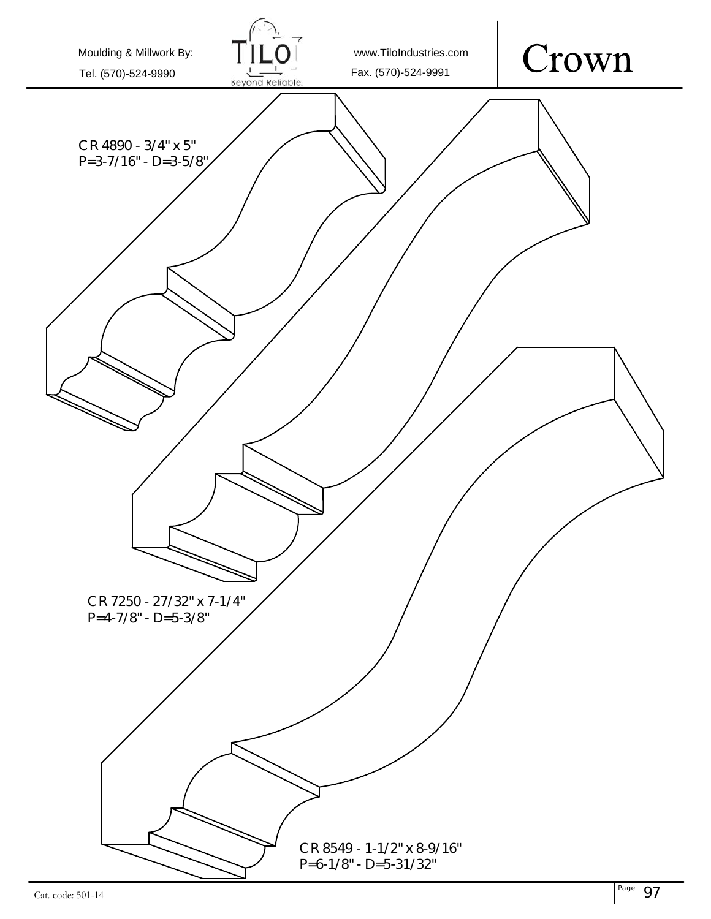Moulding & Millwork By: TILO Beyond Reliable.

Tel. (570)-524-9990

www.TiloIndustries.com

Fax. (570)-524-9991

# Crown

CR 4890 - 3/4" x 5"
P=3-7/16" - D=3-5/8"

CR 7250 - 27/32" x 7-1/4"
P=4-7/8" - D=5-3/8"

CR 8549 - 1-1/2" x 8-9/16"
P=6-1/8" - D=5-31/32"

Cat. code: 501-14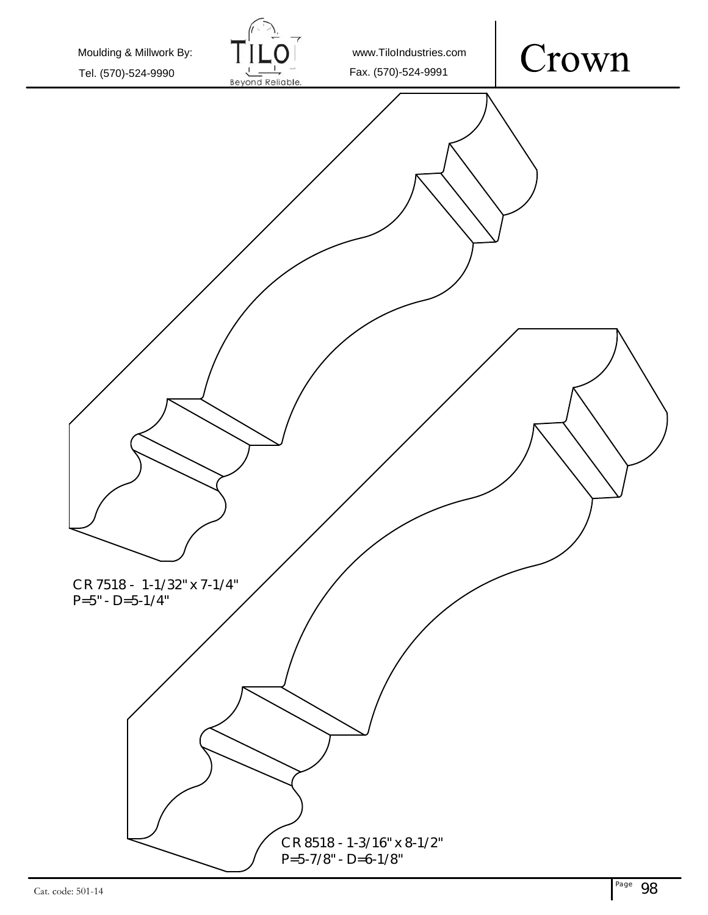# Crown

Moulding & Millwork By: TILO Beyond Reliable.

Tel. (570)-524-9990

www.TiloIndustries.com

Fax. (570)-524-9991

CR 7518 - 1-1/32" x 7-1/4"
P=5" - D=5-1/4"

CR 8518 - 1-3/16" x 8-1/2"
P=5-7/8" - D=6-1/8"

Cat. code: 501-14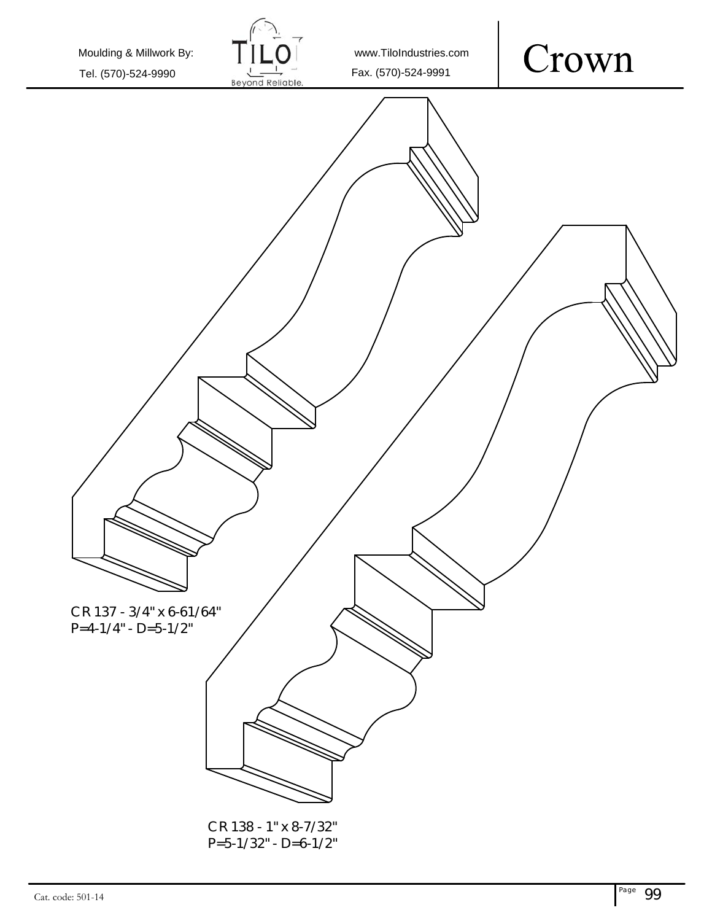Moulding & Millwork By:

Tel. (570)-524-9990

www.TiloIndustries.com

Fax. (570)-524-9991

# Crown

CR 137 - 3/4" x 6-61/64"
P=4-1/4" - D=5-1/2"

CR 138 - 1" x 8-7/32"
P=5-1/32" - D=6-1/2"

Cat. code: 501-14